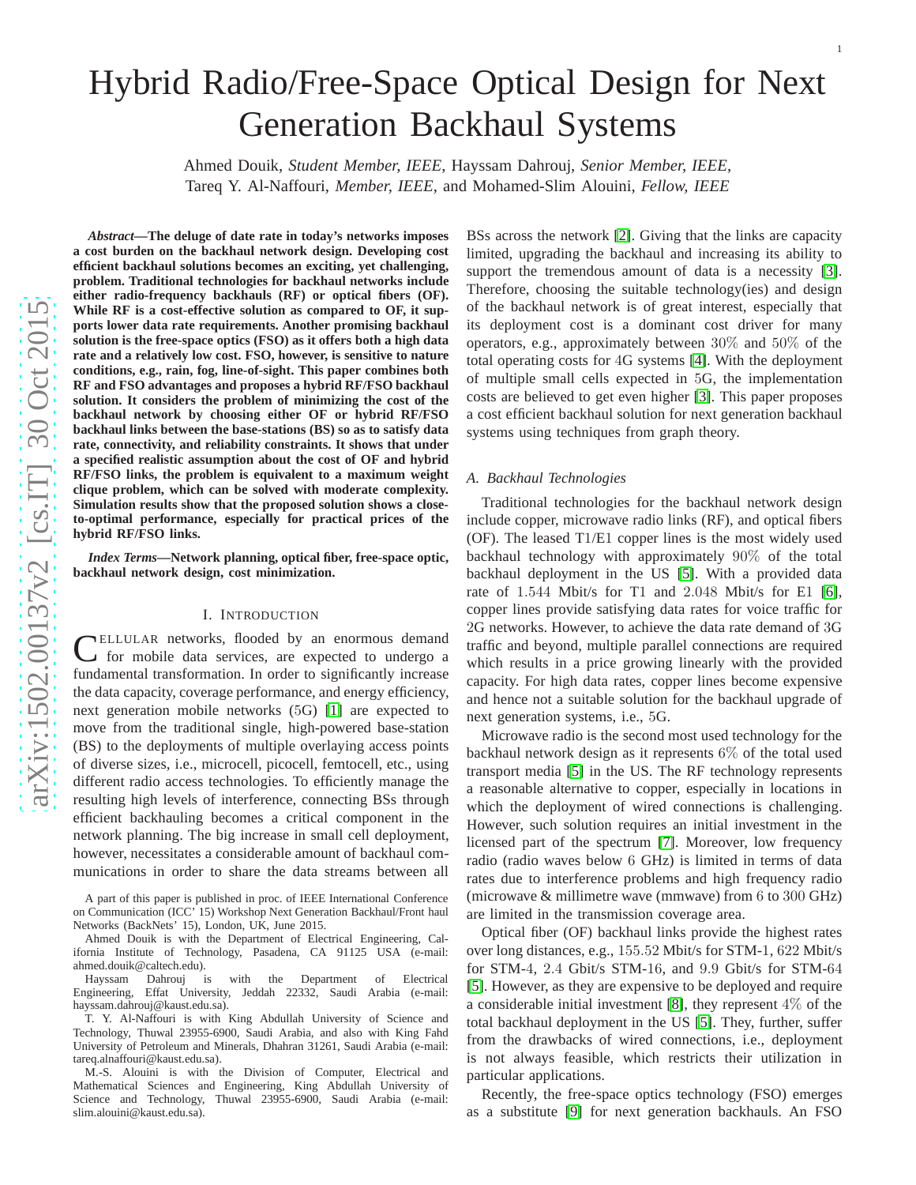# Hybrid Radio/Free-Space Optical Design for Next Generation Backhaul Systems

Ahmed Douik, *Student Member, IEEE*, Hayssam Dahrouj, *Senior Member, IEEE*, Tareq Y. Al-Naffouri, *Member, IEEE*, and Mohamed-Slim Alouini, *Fellow, IEEE*

***Abstract*—The deluge of date rate in today's networks imposes a cost burden on the backhaul network design. Developing cost efficient backhaul solutions becomes an exciting, yet challenging, problem. Traditional technologies for backhaul networks include either radio-frequency backhauls (RF) or optical fibers (OF). While RF is a cost-effective solution as compared to OF, it supports lower data rate requirements. Another promising backhaul solution is the free-space optics (FSO) as it offers both a high data rate and a relatively low cost. FSO, however, is sensitive to nature conditions, e.g., rain, fog, line-of-sight. This paper combines both RF and FSO advantages and proposes a hybrid RF/FSO backhaul solution. It considers the problem of minimizing the cost of the backhaul network by choosing either OF or hybrid RF/FSO backhaul links between the base-stations (BS) so as to satisfy data rate, connectivity, and reliability constraints. It shows that under a specified realistic assumption about the cost of OF and hybrid RF/FSO links, the problem is equivalent to a maximum weight clique problem, which can be solved with moderate complexity. Simulation results show that the proposed solution shows a close-to-optimal performance, especially for practical prices of the hybrid RF/FSO links.**

***Index Terms*—Network planning, optical fiber, free-space optic, backhaul network design, cost minimization.**

## I. Introduction

Cellular networks, flooded by an enormous demand for mobile data services, are expected to undergo a fundamental transformation. In order to significantly increase the data capacity, coverage performance, and energy efficiency, next generation mobile networks (5G) [1] are expected to move from the traditional single, high-powered base-station (BS) to the deployments of multiple overlaying access points of diverse sizes, i.e., microcell, picocell, femtocell, etc., using different radio access technologies. To efficiently manage the resulting high levels of interference, connecting BSs through efficient backhauling becomes a critical component in the network planning. The big increase in small cell deployment, however, necessitates a considerable amount of backhaul communications in order to share the data streams between all BSs across the network [2]. Giving that the links are capacity limited, upgrading the backhaul and increasing its ability to support the tremendous amount of data is a necessity [3]. Therefore, choosing the suitable technology(ies) and design of the backhaul network is of great interest, especially that its deployment cost is a dominant cost driver for many operators, e.g., approximately between $30\%$ and $50\%$ of the total operating costs for $4$G systems [4]. With the deployment of multiple small cells expected in $5$G, the implementation costs are believed to get even higher [3]. This paper proposes a cost efficient backhaul solution for next generation backhaul systems using techniques from graph theory.

A part of this paper is published in proc. of IEEE International Conference on Communication (ICC' 15) Workshop Next Generation Backhaul/Front haul Networks (BackNets' 15), London, UK, June 2015.

Ahmed Douik is with the Department of Electrical Engineering, California Institute of Technology, Pasadena, CA 91125 USA (e-mail: ahmed.douik@caltech.edu).

Hayssam Dahrouj is with the Department of Electrical Engineering, Effat University, Jeddah 22332, Saudi Arabia (e-mail: hayssam.dahrouj@kaust.edu.sa).

T. Y. Al-Naffouri is with King Abdullah University of Science and Technology, Thuwal 23955-6900, Saudi Arabia, and also with King Fahd University of Petroleum and Minerals, Dhahran 31261, Saudi Arabia (e-mail: tareq.alnaffouri@kaust.edu.sa).

M.-S. Alouini is with the Division of Computer, Electrical and Mathematical Sciences and Engineering, King Abdullah University of Science and Technology, Thuwal 23955-6900, Saudi Arabia (e-mail: slim.alouini@kaust.edu.sa).

### A. Backhaul Technologies

Traditional technologies for the backhaul network design include copper, microwave radio links (RF), and optical fibers (OF). The leased T1/E1 copper lines is the most widely used backhaul technology with approximately $90\%$ of the total backhaul deployment in the US [5]. With a provided data rate of $1.544$ Mbit/s for T1 and $2.048$ Mbit/s for E1 [6], copper lines provide satisfying data rates for voice traffic for $2$G networks. However, to achieve the data rate demand of $3$G traffic and beyond, multiple parallel connections are required which results in a price growing linearly with the provided capacity. For high data rates, copper lines become expensive and hence not a suitable solution for the backhaul upgrade of next generation systems, i.e., $5$G.

Microwave radio is the second most used technology for the backhaul network design as it represents $6\%$ of the total used transport media [5] in the US. The RF technology represents a reasonable alternative to copper, especially in locations in which the deployment of wired connections is challenging. However, such solution requires an initial investment in the licensed part of the spectrum [7]. Moreover, low frequency radio (radio waves below $6$ GHz) is limited in terms of data rates due to interference problems and high frequency radio (microwave & millimetre wave (mmwave) from $6$ to $300$ GHz) are limited in the transmission coverage area.

Optical fiber (OF) backhaul links provide the highest rates over long distances, e.g., $155.52$ Mbit/s for STM-$1$, $622$ Mbit/s for STM-$4$, $2.4$ Gbit/s STM-$16$, and $9.9$ Gbit/s for STM-$64$ [5]. However, as they are expensive to be deployed and require a considerable initial investment [8], they represent $4\%$ of the total backhaul deployment in the US [5]. They, further, suffer from the drawbacks of wired connections, i.e., deployment is not always feasible, which restricts their utilization in particular applications.

Recently, the free-space optics technology (FSO) emerges as a substitute [9] for next generation backhauls. An FSO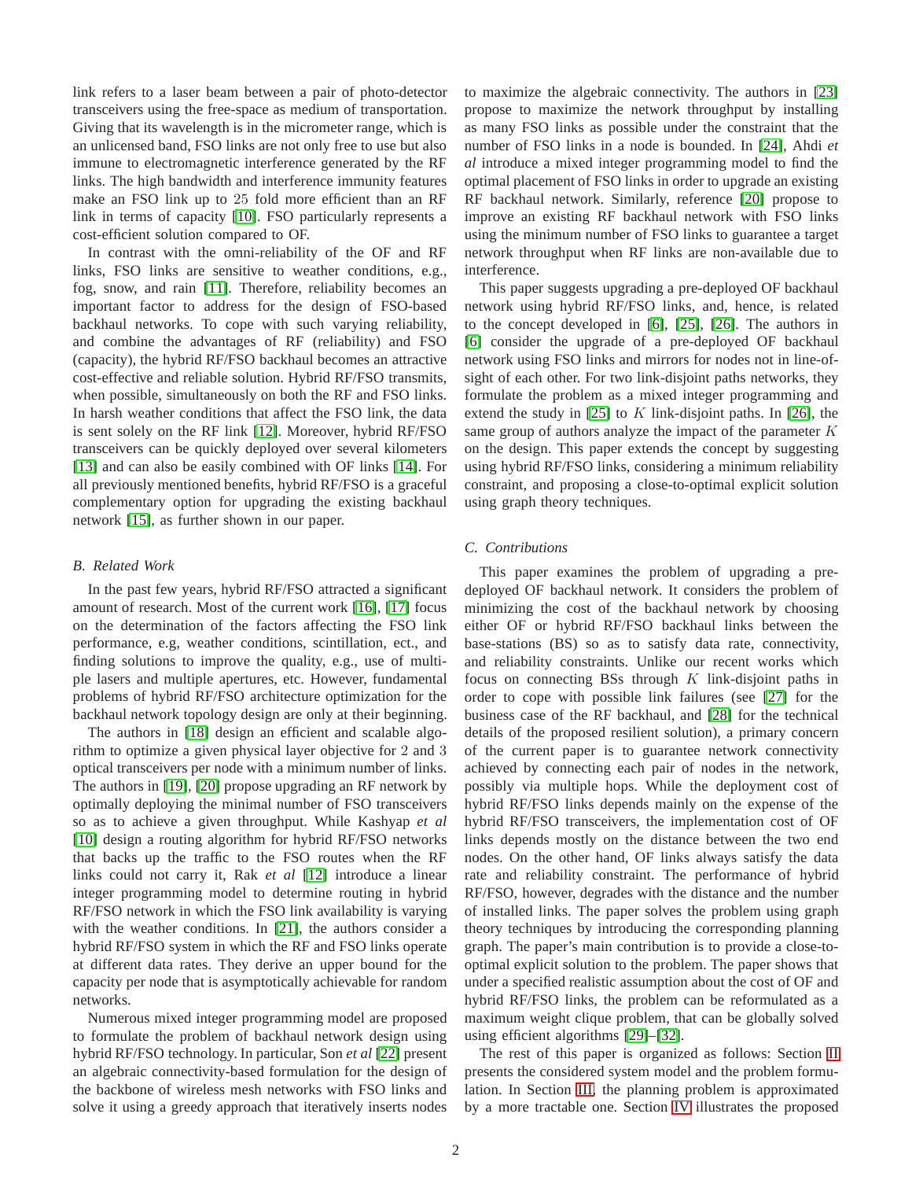link refers to a laser beam between a pair of photo-detector transceivers using the free-space as medium of transportation. Giving that its wavelength is in the micrometer range, which is an unlicensed band, FSO links are not only free to use but also immune to electromagnetic interference generated by the RF links. The high bandwidth and interference immunity features make an FSO link up to 25 fold more efficient than an RF link in terms of capacity [10]. FSO particularly represents a cost-efficient solution compared to OF.

In contrast with the omni-reliability of the OF and RF links, FSO links are sensitive to weather conditions, e.g., fog, snow, and rain [11]. Therefore, reliability becomes an important factor to address for the design of FSO-based backhaul networks. To cope with such varying reliability, and combine the advantages of RF (reliability) and FSO (capacity), the hybrid RF/FSO backhaul becomes an attractive cost-effective and reliable solution. Hybrid RF/FSO transmits, when possible, simultaneously on both the RF and FSO links. In harsh weather conditions that affect the FSO link, the data is sent solely on the RF link [12]. Moreover, hybrid RF/FSO transceivers can be quickly deployed over several kilometers [13] and can also be easily combined with OF links [14]. For all previously mentioned benefits, hybrid RF/FSO is a graceful complementary option for upgrading the existing backhaul network [15], as further shown in our paper.

### B. Related Work

In the past few years, hybrid RF/FSO attracted a significant amount of research. Most of the current work [16], [17] focus on the determination of the factors affecting the FSO link performance, e.g, weather conditions, scintillation, ect., and finding solutions to improve the quality, e.g., use of multiple lasers and multiple apertures, etc. However, fundamental problems of hybrid RF/FSO architecture optimization for the backhaul network topology design are only at their beginning.

The authors in [18] design an efficient and scalable algorithm to optimize a given physical layer objective for 2 and 3 optical transceivers per node with a minimum number of links. The authors in [19], [20] propose upgrading an RF network by optimally deploying the minimal number of FSO transceivers so as to achieve a given throughput. While Kashyap *et al* [10] design a routing algorithm for hybrid RF/FSO networks that backs up the traffic to the FSO routes when the RF links could not carry it, Rak *et al* [12] introduce a linear integer programming model to determine routing in hybrid RF/FSO network in which the FSO link availability is varying with the weather conditions. In [21], the authors consider a hybrid RF/FSO system in which the RF and FSO links operate at different data rates. They derive an upper bound for the capacity per node that is asymptotically achievable for random networks.

Numerous mixed integer programming model are proposed to formulate the problem of backhaul network design using hybrid RF/FSO technology. In particular, Son *et al* [22] present an algebraic connectivity-based formulation for the design of the backbone of wireless mesh networks with FSO links and solve it using a greedy approach that iteratively inserts nodes to maximize the algebraic connectivity. The authors in [23] propose to maximize the network throughput by installing as many FSO links as possible under the constraint that the number of FSO links in a node is bounded. In [24], Ahdi *et al* introduce a mixed integer programming model to find the optimal placement of FSO links in order to upgrade an existing RF backhaul network. Similarly, reference [20] propose to improve an existing RF backhaul network with FSO links using the minimum number of FSO links to guarantee a target network throughput when RF links are non-available due to interference.

This paper suggests upgrading a pre-deployed OF backhaul network using hybrid RF/FSO links, and, hence, is related to the concept developed in [6], [25], [26]. The authors in [6] consider the upgrade of a pre-deployed OF backhaul network using FSO links and mirrors for nodes not in line-of-sight of each other. For two link-disjoint paths networks, they formulate the problem as a mixed integer programming and extend the study in [25] to $K$ link-disjoint paths. In [26], the same group of authors analyze the impact of the parameter $K$ on the design. This paper extends the concept by suggesting using hybrid RF/FSO links, considering a minimum reliability constraint, and proposing a close-to-optimal explicit solution using graph theory techniques.

### C. Contributions

This paper examines the problem of upgrading a pre-deployed OF backhaul network. It considers the problem of minimizing the cost of the backhaul network by choosing either OF or hybrid RF/FSO backhaul links between the base-stations (BS) so as to satisfy data rate, connectivity, and reliability constraints. Unlike our recent works which focus on connecting BSs through $K$ link-disjoint paths in order to cope with possible link failures (see [27] for the business case of the RF backhaul, and [28] for the technical details of the proposed resilient solution), a primary concern of the current paper is to guarantee network connectivity achieved by connecting each pair of nodes in the network, possibly via multiple hops. While the deployment cost of hybrid RF/FSO links depends mainly on the expense of the hybrid RF/FSO transceivers, the implementation cost of OF links depends mostly on the distance between the two end nodes. On the other hand, OF links always satisfy the data rate and reliability constraint. The performance of hybrid RF/FSO, however, degrades with the distance and the number of installed links. The paper solves the problem using graph theory techniques by introducing the corresponding planning graph. The paper's main contribution is to provide a close-to-optimal explicit solution to the problem. The paper shows that under a specified realistic assumption about the cost of OF and hybrid RF/FSO links, the problem can be reformulated as a maximum weight clique problem, that can be globally solved using efficient algorithms [29]–[32].

The rest of this paper is organized as follows: Section II presents the considered system model and the problem formulation. In Section III, the planning problem is approximated by a more tractable one. Section IV illustrates the proposed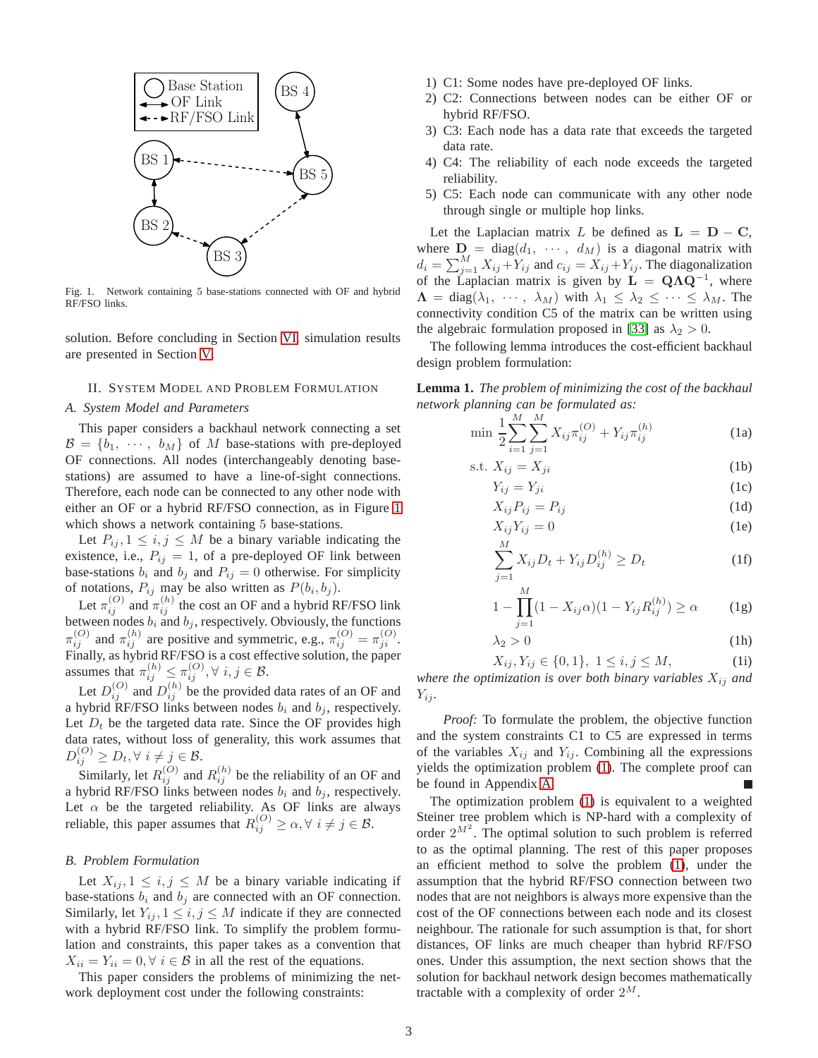Fig. 1. Network containing 5 base-stations connected with OF and hybrid RF/FSO links.

solution. Before concluding in Section VI, simulation results are presented in Section V.

## II. System Model and Problem Formulation

### A. System Model and Parameters

This paper considers a backhaul network connecting a set $\mathcal{B} = \{b_1, \cdots, b_M\}$ of $M$ base-stations with pre-deployed OF connections. All nodes (interchangeably denoting base-stations) are assumed to have a line-of-sight connections. Therefore, each node can be connected to any other node with either an OF or a hybrid RF/FSO connection, as in Figure 1 which shows a network containing 5 base-stations.

Let $P_{ij}, 1 \leq i,j \leq M$ be a binary variable indicating the existence, i.e., $P_{ij} = 1$, of a pre-deployed OF link between base-stations $b_i$ and $b_j$ and $P_{ij} = 0$ otherwise. For simplicity of notations, $P_{ij}$ may be also written as $P(b_i, b_j)$.

Let $\pi_{ij}^{(O)}$ and $\pi_{ij}^{(h)}$ the cost an OF and a hybrid RF/FSO link between nodes $b_i$ and $b_j$, respectively. Obviously, the functions $\pi_{ij}^{(O)}$ and $\pi_{ij}^{(h)}$ are positive and symmetric, e.g., $\pi_{ij}^{(O)} = \pi_{ji}^{(O)}$. Finally, as hybrid RF/FSO is a cost effective solution, the paper assumes that $\pi_{ij}^{(h)} \leq \pi_{ij}^{(O)}, \forall\ i,j \in \mathcal{B}$.

Let $D_{ij}^{(O)}$ and $D_{ij}^{(h)}$ be the provided data rates of an OF and a hybrid RF/FSO links between nodes $b_i$ and $b_j$, respectively. Let $D_t$ be the targeted data rate. Since the OF provides high data rates, without loss of generality, this work assumes that $D_{ij}^{(O)} \geq D_t, \forall\ i \neq j \in \mathcal{B}$.

Similarly, let $R_{ij}^{(O)}$ and $R_{ij}^{(h)}$ be the reliability of an OF and a hybrid RF/FSO links between nodes $b_i$ and $b_j$, respectively. Let $\alpha$ be the targeted reliability. As OF links are always reliable, this paper assumes that $R_{ij}^{(O)} \geq \alpha, \forall\ i \neq j \in \mathcal{B}$.

### B. Problem Formulation

Let $X_{ij}, 1 \leq i,j \leq M$ be a binary variable indicating if base-stations $b_i$ and $b_j$ are connected with an OF connection. Similarly, let $Y_{ij}, 1 \leq i,j \leq M$ indicate if they are connected with a hybrid RF/FSO link. To simplify the problem formulation and constraints, this paper takes as a convention that $X_{ii} = Y_{ii} = 0, \forall\ i \in \mathcal{B}$ in all the rest of the equations.

This paper considers the problems of minimizing the network deployment cost under the following constraints:

1) C1: Some nodes have pre-deployed OF links.
2) C2: Connections between nodes can be either OF or hybrid RF/FSO.
3) C3: Each node has a data rate that exceeds the targeted data rate.
4) C4: The reliability of each node exceeds the targeted reliability.
5) C5: Each node can communicate with any other node through single or multiple hop links.

Let the Laplacian matrix $L$ be defined as $\mathbf{L} = \mathbf{D} - \mathbf{C}$, where $\mathbf{D} = \text{diag}(d_1, \cdots, d_M)$ is a diagonal matrix with $d_i = \sum_{j=1}^{M} X_{ij} + Y_{ij}$ and $c_{ij} = X_{ij} + Y_{ij}$. The diagonalization of the Laplacian matrix is given by $\mathbf{L} = \mathbf{Q}\mathbf{\Lambda}\mathbf{Q}^{-1}$, where $\mathbf{\Lambda} = \text{diag}(\lambda_1, \cdots, \lambda_M)$ with $\lambda_1 \leq \lambda_2 \leq \cdots \leq \lambda_M$. The connectivity condition C5 of the matrix can be written using the algebraic formulation proposed in [33] as $\lambda_2 > 0$.

The following lemma introduces the cost-efficient backhaul design problem formulation:

**Lemma 1.** *The problem of minimizing the cost of the backhaul network planning can be formulated as:*

$$\min \frac{1}{2} \sum_{i=1}^{M} \sum_{j=1}^{M} X_{ij} \pi_{ij}^{(O)} + Y_{ij} \pi_{ij}^{(h)} \tag{1a}$$

$$\text{s.t. } X_{ij} = X_{ji} \tag{1b}$$

$$Y_{ij} = Y_{ji} \tag{1c}$$

$$X_{ij} P_{ij} = P_{ij} \tag{1d}$$

$$X_{ij} Y_{ij} = 0 \tag{1e}$$

$$\sum_{j=1}^{M} X_{ij} D_t + Y_{ij} D_{ij}^{(h)} \geq D_t \tag{1f}$$

$$1 - \prod_{j=1}^{M} (1 - X_{ij}\alpha)(1 - Y_{ij} R_{ij}^{(h)}) \geq \alpha \tag{1g}$$

$$\lambda_2 > 0 \tag{1h}$$

$$X_{ij}, Y_{ij} \in \{0,1\},\ 1 \leq i,j \leq M, \tag{1i}$$

*where the optimization is over both binary variables $X_{ij}$ and $Y_{ij}$.*

*Proof:* To formulate the problem, the objective function and the system constraints C1 to C5 are expressed in terms of the variables $X_{ij}$ and $Y_{ij}$. Combining all the expressions yields the optimization problem (1). The complete proof can be found in Appendix A. ∎

The optimization problem (1) is equivalent to a weighted Steiner tree problem which is NP-hard with a complexity of order $2^{M^2}$. The optimal solution to such problem is referred to as the optimal planning. The rest of this paper proposes an efficient method to solve the problem (1), under the assumption that the hybrid RF/FSO connection between two nodes that are not neighbors is always more expensive than the cost of the OF connections between each node and its closest neighbour. The rationale for such assumption is that, for short distances, OF links are much cheaper than hybrid RF/FSO ones. Under this assumption, the next section shows that the solution for backhaul network design becomes mathematically tractable with a complexity of order $2^M$.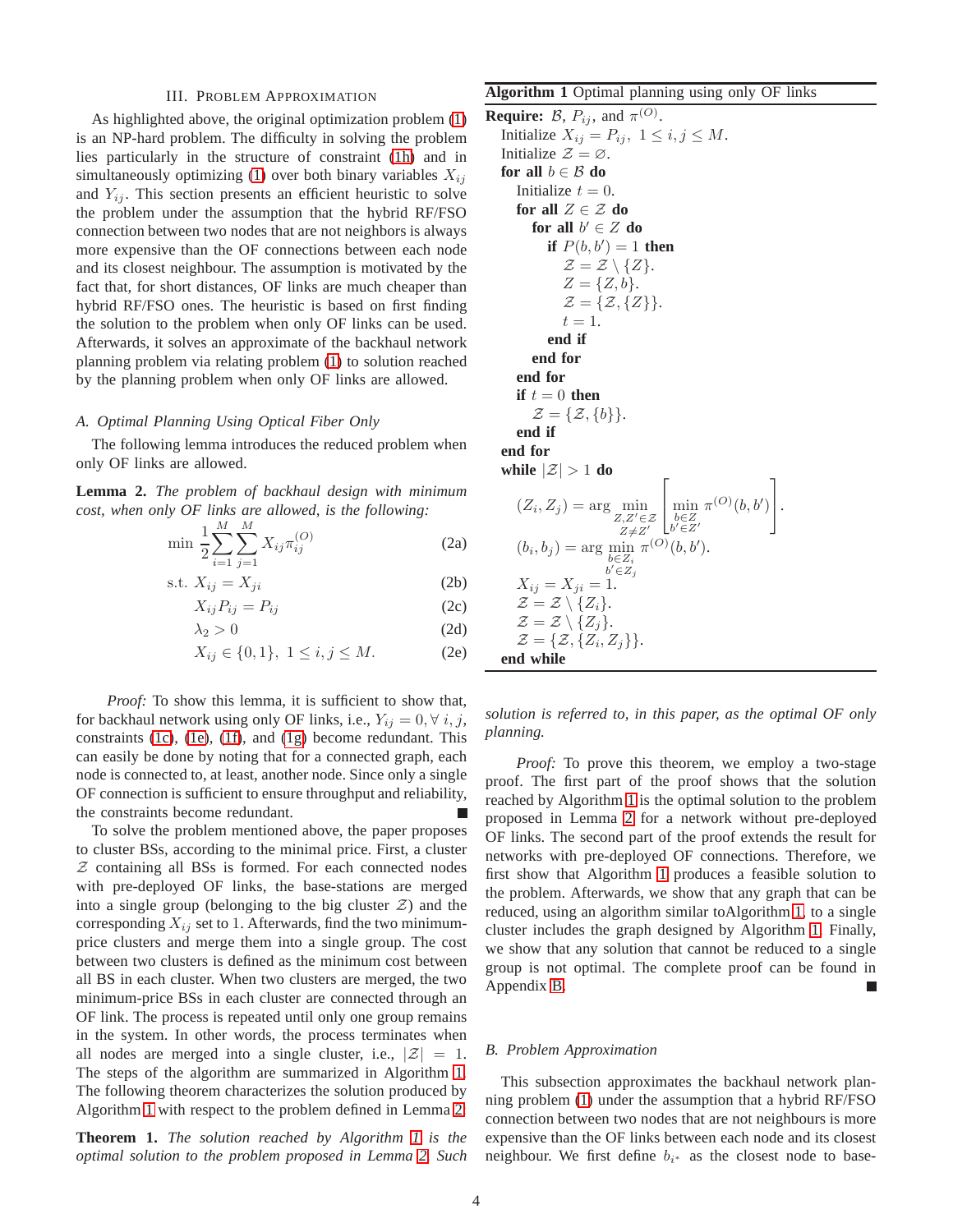## III. Problem Approximation

As highlighted above, the original optimization problem (1) is an NP-hard problem. The difficulty in solving the problem lies particularly in the structure of constraint (1h) and in simultaneously optimizing (1) over both binary variables $X_{ij}$ and $Y_{ij}$. This section presents an efficient heuristic to solve the problem under the assumption that the hybrid RF/FSO connection between two nodes that are not neighbors is always more expensive than the OF connections between each node and its closest neighbour. The assumption is motivated by the fact that, for short distances, OF links are much cheaper than hybrid RF/FSO ones. The heuristic is based on first finding the solution to the problem when only OF links can be used. Afterwards, it solves an approximate of the backhaul network planning problem via relating problem (1) to solution reached by the planning problem when only OF links are allowed.

### A. Optimal Planning Using Optical Fiber Only

The following lemma introduces the reduced problem when only OF links are allowed.

**Lemma 2.** *The problem of backhaul design with minimum cost, when only OF links are allowed, is the following:*

$$\min \ \frac{1}{2}\sum_{i=1}^{M}\sum_{j=1}^{M} X_{ij}\pi_{ij}^{(O)} \tag{2a}$$

$$\text{s.t. } X_{ij} = X_{ji} \tag{2b}$$

$$X_{ij}P_{ij} = P_{ij} \tag{2c}$$

$$\lambda_2 > 0 \tag{2d}$$

$$X_{ij} \in \{0,1\}, \ 1 \leq i,j \leq M. \tag{2e}$$

*Proof:* To show this lemma, it is sufficient to show that, for backhaul network using only OF links, i.e., $Y_{ij} = 0, \forall\, i,j$, constraints (1c), (1e), (1f), and (1g) become redundant. This can easily be done by noting that for a connected graph, each node is connected to, at least, another node. Since only a single OF connection is sufficient to ensure throughput and reliability, the constraints become redundant. ■

To solve the problem mentioned above, the paper proposes to cluster BSs, according to the minimal price. First, a cluster $\mathcal{Z}$ containing all BSs is formed. For each connected nodes with pre-deployed OF links, the base-stations are merged into a single group (belonging to the big cluster $\mathcal{Z}$) and the corresponding $X_{ij}$ set to 1. Afterwards, find the two minimum-price clusters and merge them into a single group. The cost between two clusters is defined as the minimum cost between all BS in each cluster. When two clusters are merged, the two minimum-price BSs in each cluster are connected through an OF link. The process is repeated until only one group remains in the system. In other words, the process terminates when all nodes are merged into a single cluster, i.e., $|\mathcal{Z}| = 1$. The steps of the algorithm are summarized in Algorithm 1. The following theorem characterizes the solution produced by Algorithm 1 with respect to the problem defined in Lemma 2.

**Theorem 1.** *The solution reached by Algorithm 1 is the optimal solution to the problem proposed in Lemma 2. Such solution is referred to, in this paper, as the optimal OF only planning.*

**Algorithm 1** Optimal planning using only OF links

**Require:** $\mathcal{B}$, $P_{ij}$, and $\pi^{(O)}$.
  Initialize $X_{ij} = P_{ij}, \ 1 \leq i,j \leq M$.
  Initialize $\mathcal{Z} = \varnothing$.
  **for all** $b \in \mathcal{B}$ **do**
    Initialize $t = 0$.
    **for all** $Z \in \mathcal{Z}$ **do**
      **for all** $b' \in Z$ **do**
        **if** $P(b, b') = 1$ **then**
          $\mathcal{Z} = \mathcal{Z} \setminus \{Z\}$.
          $Z = \{Z, b\}$.
          $\mathcal{Z} = \{\mathcal{Z}, \{Z\}\}$.
          $t = 1$.
        **end if**
      **end for**
    **end for**
    **if** $t = 0$ **then**
      $\mathcal{Z} = \{\mathcal{Z}, \{b\}\}$.
    **end if**
  **end for**
  **while** $|\mathcal{Z}| > 1$ **do**

$$(Z_i, Z_j) = \arg \min_{\substack{Z, Z' \in \mathcal{Z} \\ Z \neq Z'}} \left[ \min_{\substack{b \in Z \\ b' \in Z'}} \pi^{(O)}(b, b') \right].$$

$$(b_i, b_j) = \arg \min_{\substack{b \in Z_i \\ b' \in Z_j}} \pi^{(O)}(b, b').$$

    $X_{ij} = X_{ji} = 1$.
    $\mathcal{Z} = \mathcal{Z} \setminus \{Z_i\}$.
    $\mathcal{Z} = \mathcal{Z} \setminus \{Z_j\}$.
    $\mathcal{Z} = \{\mathcal{Z}, \{Z_i, Z_j\}\}$.
  **end while**

*Proof:* To prove this theorem, we employ a two-stage proof. The first part of the proof shows that the solution reached by Algorithm 1 is the optimal solution to the problem proposed in Lemma 2 for a network without pre-deployed OF links. The second part of the proof extends the result for networks with pre-deployed OF connections. Therefore, we first show that Algorithm 1 produces a feasible solution to the problem. Afterwards, we show that any graph that can be reduced, using an algorithm similar toAlgorithm 1, to a single cluster includes the graph designed by Algorithm 1. Finally, we show that any solution that cannot be reduced to a single group is not optimal. The complete proof can be found in Appendix B. ■

### B. Problem Approximation

This subsection approximates the backhaul network planning problem (1) under the assumption that a hybrid RF/FSO connection between two nodes that are not neighbours is more expensive than the OF links between each node and its closest neighbour. We first define $b_{i^*}$ as the closest node to base-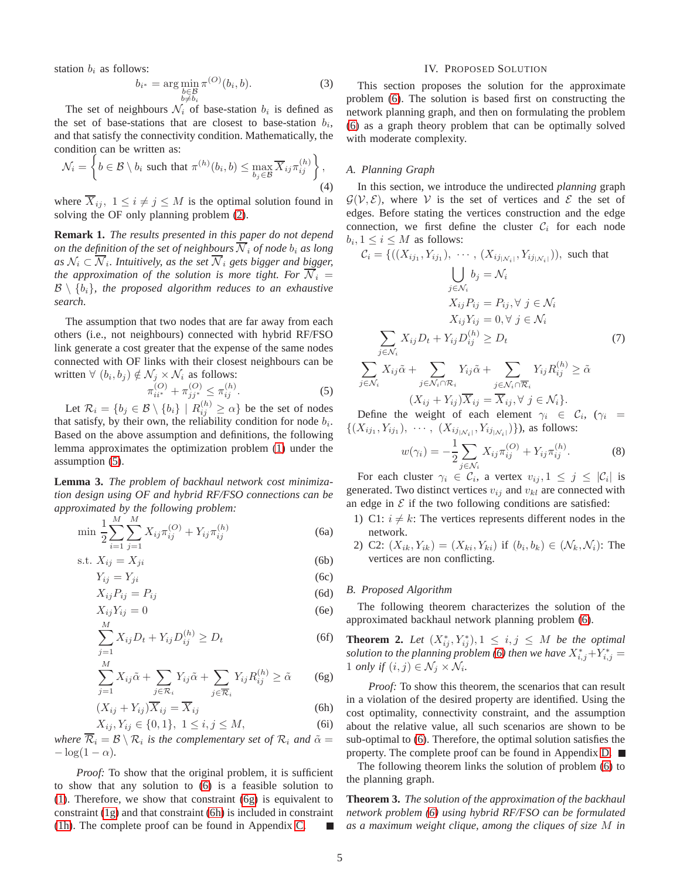station $b_i$ as follows:

$$b_{i^*} = \arg\min_{\substack{b \in \mathcal{B} \\ b \neq b_i}} \pi^{(O)}(b_i, b). \tag{3}$$

The set of neighbours $\mathcal{N}_i$ of base-station $b_i$ is defined as the set of base-stations that are closest to base-station $b_i$, and that satisfy the connectivity condition. Mathematically, the condition can be written as:

$$\mathcal{N}_i = \left\{ b \in \mathcal{B} \setminus b_i \text{ such that } \pi^{(h)}(b_i, b) \leq \max_{b_j \in \mathcal{B}} \overline{X}_{ij} \pi_{ij}^{(h)} \right\}, \tag{4}$$

where $\overline{X}_{ij},\ 1 \leq i \neq j \leq M$ is the optimal solution found in solving the OF only planning problem (2).

**Remark 1.** *The results presented in this paper do not depend on the definition of the set of neighbours $\overline{\mathcal{N}}_i$ of node $b_i$ as long as $\mathcal{N}_i \subset \overline{\mathcal{N}}_i$. Intuitively, as the set $\overline{\mathcal{N}}_i$ gets bigger and bigger, the approximation of the solution is more tight. For $\overline{\mathcal{N}}_i = \mathcal{B} \setminus \{b_i\}$, the proposed algorithm reduces to an exhaustive search.*

The assumption that two nodes that are far away from each others (i.e., not neighbours) connected with hybrid RF/FSO link generate a cost greater that the expense of the same nodes connected with OF links with their closest neighbours can be written $\forall\ (b_i, b_j) \notin \mathcal{N}_j \times \mathcal{N}_i$ as follows:

$$\pi_{ii^*}^{(O)} + \pi_{jj^*}^{(O)} \leq \pi_{ij}^{(h)}. \tag{5}$$

Let $\mathcal{R}_i = \{b_j \in \mathcal{B} \setminus \{b_i\} \mid R_{ij}^{(h)} \geq \alpha\}$ be the set of nodes that satisfy, by their own, the reliability condition for node $b_i$. Based on the above assumption and definitions, the following lemma approximates the optimization problem (1) under the assumption (5).

**Lemma 3.** *The problem of backhaul network cost minimization design using OF and hybrid RF/FSO connections can be approximated by the following problem:*

$$
\begin{aligned}
\min\ & \frac{1}{2} \sum_{i=1}^{M} \sum_{j=1}^{M} X_{ij} \pi_{ij}^{(O)} + Y_{ij} \pi_{ij}^{(h)} && \text{(6a)}\\
\text{s.t. }\ & X_{ij} = X_{ji} && \text{(6b)}\\
& Y_{ij} = Y_{ji} && \text{(6c)}\\
& X_{ij} P_{ij} = P_{ij} && \text{(6d)}\\
& X_{ij} Y_{ij} = 0 && \text{(6e)}\\
& \sum_{j=1}^{M} X_{ij} D_t + Y_{ij} D_{ij}^{(h)} \geq D_t && \text{(6f)}\\
& \sum_{j=1}^{M} X_{ij} \tilde{\alpha} + \sum_{j \in \mathcal{R}_i} Y_{ij} \tilde{\alpha} + \sum_{j \in \overline{\mathcal{R}}_i} Y_{ij} R_{ij}^{(h)} \geq \tilde{\alpha} && \text{(6g)}\\
& (X_{ij} + Y_{ij}) \overline{X}_{ij} = \overline{X}_{ij} && \text{(6h)}\\
& X_{ij}, Y_{ij} \in \{0, 1\},\ 1 \leq i, j \leq M, && \text{(6i)}
\end{aligned}
$$

*where $\overline{\mathcal{R}}_i = \mathcal{B} \setminus \mathcal{R}_i$ is the complementary set of $\mathcal{R}_i$ and $\tilde{\alpha} = -\log(1-\alpha)$.*

*Proof:* To show that the original problem, it is sufficient to show that any solution to (6) is a feasible solution to (1). Therefore, we show that constraint (6g) is equivalent to constraint (1g) and that constraint (6h) is included in constraint (1h). The complete proof can be found in Appendix C. ∎

## IV. Proposed Solution

This section proposes the solution for the approximate problem (6). The solution is based first on constructing the network planning graph, and then on formulating the problem (6) as a graph theory problem that can be optimally solved with moderate complexity.

### A. Planning Graph

In this section, we introduce the undirected *planning* graph $\mathcal{G}(\mathcal{V}, \mathcal{E})$, where $\mathcal{V}$ is the set of vertices and $\mathcal{E}$ the set of edges. Before stating the vertices construction and the edge connection, we first define the cluster $\mathcal{C}_i$ for each node $b_i, 1 \leq i \leq M$ as follows:

$$
\begin{aligned}
\mathcal{C}_i = \{ ((X_{ij_1}, Y_{ij_1}),\ \cdots,\ & (X_{ij_{|\mathcal{N}_i|}}, Y_{ij_{|\mathcal{N}_i|}})), \text{ such that} \\
& \bigcup_{j \in \mathcal{N}_i} b_j = \mathcal{N}_i \\
& X_{ij} P_{ij} = P_{ij}, \forall\ j \in \mathcal{N}_i \\
& X_{ij} Y_{ij} = 0, \forall\ j \in \mathcal{N}_i \\
\sum_{j \in \mathcal{N}_i} X_{ij} D_t + & Y_{ij} D_{ij}^{(h)} \geq D_t \\
\sum_{j \in \mathcal{N}_i} X_{ij} \tilde{\alpha} + \sum_{j \in \mathcal{N}_i \cap \mathcal{R}_i} & Y_{ij} \tilde{\alpha} + \sum_{j \in \mathcal{N}_i \cap \overline{\mathcal{R}}_i} Y_{ij} R_{ij}^{(h)} \geq \tilde{\alpha} \\
& (X_{ij} + Y_{ij}) \overline{X}_{ij} = \overline{X}_{ij}, \forall\ j \in \mathcal{N}_i \}.
\end{aligned}
\tag{7}
$$

Define the weight of each element $\gamma_i \in \mathcal{C}_i$, ($\gamma_i = \{(X_{ij_1}, Y_{ij_1}),\ \cdots,\ (X_{ij_{|\mathcal{N}_i|}}, Y_{ij_{|\mathcal{N}_i|}})\}$), as follows:

$$w(\gamma_i) = -\frac{1}{2} \sum_{j \in \mathcal{N}_i} X_{ij} \pi_{ij}^{(O)} + Y_{ij} \pi_{ij}^{(h)}. \tag{8}$$

For each cluster $\gamma_i \in \mathcal{C}_i$, a vertex $v_{ij}, 1 \leq j \leq |\mathcal{C}_i|$ is generated. Two distinct vertices $v_{ij}$ and $v_{kl}$ are connected with an edge in $\mathcal{E}$ if the two following conditions are satisfied:

1) C1: $i \neq k$: The vertices represents different nodes in the network.
2) C2: $(X_{ik}, Y_{ik}) = (X_{ki}, Y_{ki})$ if $(b_i, b_k) \in (\mathcal{N}_k, \mathcal{N}_i)$: The vertices are non conflicting.

### B. Proposed Algorithm

The following theorem characterizes the solution of the approximated backhaul network planning problem (6).

**Theorem 2.** *Let $(X_{ij}^*, Y_{ij}^*), 1 \leq i, j \leq M$ be the optimal solution to the planning problem (6) then we have $X_{i,j}^* + Y_{i,j}^* = 1$ only if $(i, j) \in \mathcal{N}_j \times \mathcal{N}_i$.*

*Proof:* To show this theorem, the scenarios that can result in a violation of the desired property are identified. Using the cost optimality, connectivity constraint, and the assumption about the relative value, all such scenarios are shown to be sub-optimal to (6). Therefore, the optimal solution satisfies the property. The complete proof can be found in Appendix D. ∎

The following theorem links the solution of problem (6) to the planning graph.

**Theorem 3.** *The solution of the approximation of the backhaul network problem (6) using hybrid RF/FSO can be formulated as a maximum weight clique, among the cliques of size $M$ in*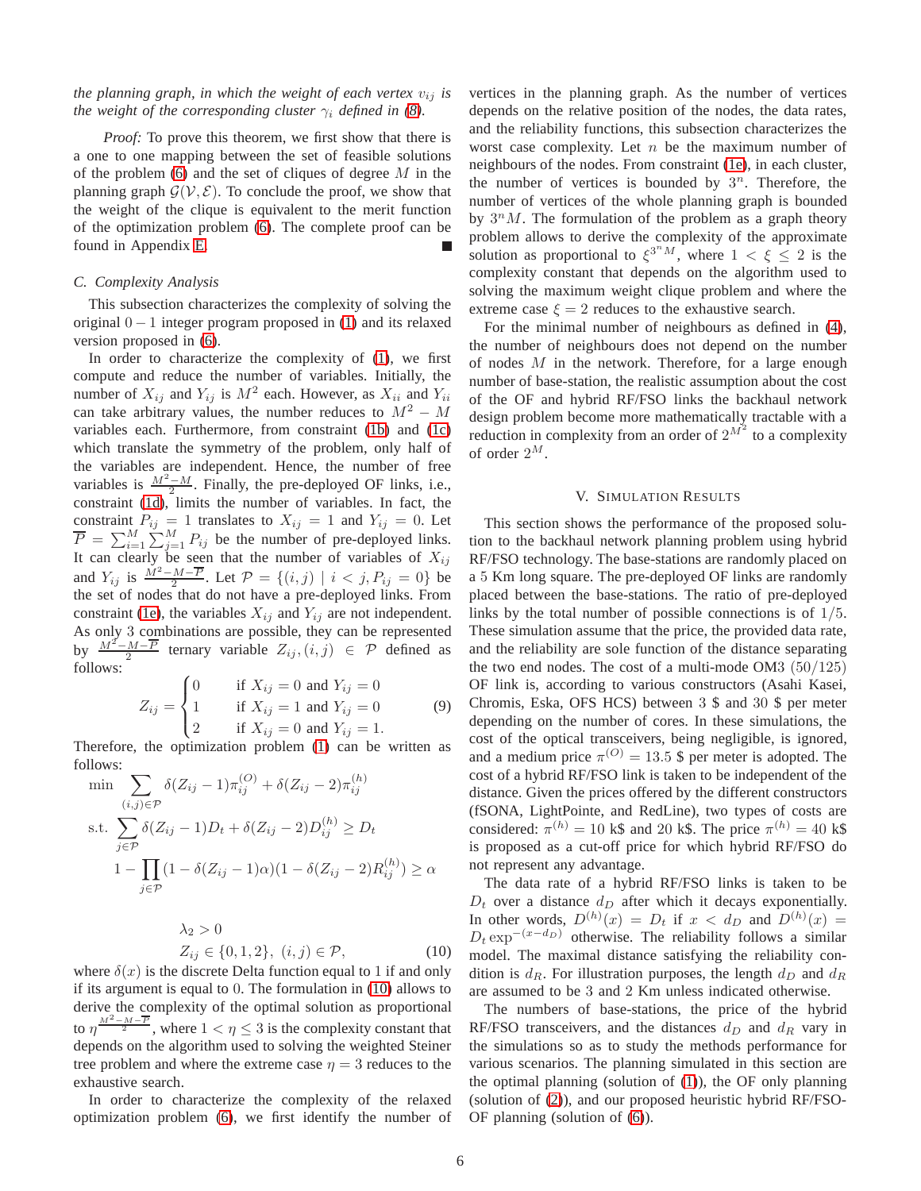*the planning graph, in which the weight of each vertex $v_{ij}$ is the weight of the corresponding cluster $\gamma_i$ defined in (8).*

*Proof:* To prove this theorem, we first show that there is a one to one mapping between the set of feasible solutions of the problem (6) and the set of cliques of degree $M$ in the planning graph $\mathcal{G}(\mathcal{V}, \mathcal{E})$. To conclude the proof, we show that the weight of the clique is equivalent to the merit function of the optimization problem (6). The complete proof can be found in Appendix E. ■

### C. Complexity Analysis

This subsection characterizes the complexity of solving the original $0-1$ integer program proposed in (1) and its relaxed version proposed in (6).

In order to characterize the complexity of (1), we first compute and reduce the number of variables. Initially, the number of $X_{ij}$ and $Y_{ij}$ is $M^2$ each. However, as $X_{ii}$ and $Y_{ii}$ can take arbitrary values, the number reduces to $M^2 - M$ variables each. Furthermore, from constraint (1b) and (1c) which translate the symmetry of the problem, only half of the variables are independent. Hence, the number of free variables is $\frac{M^2-M}{2}$. Finally, the pre-deployed OF links, i.e., constraint (1d), limits the number of variables. In fact, the constraint $P_{ij} = 1$ translates to $X_{ij} = 1$ and $Y_{ij} = 0$. Let $\overline{P} = \sum_{i=1}^{M}\sum_{j=1}^{M} P_{ij}$ be the number of pre-deployed links. It can clearly be seen that the number of variables of $X_{ij}$ and $Y_{ij}$ is $\frac{M^2-M-\overline{P}}{2}$. Let $\mathcal{P} = \{(i,j) \mid i < j, P_{ij} = 0\}$ be the set of nodes that do not have a pre-deployed links. From constraint (1e), the variables $X_{ij}$ and $Y_{ij}$ are not independent. As only 3 combinations are possible, they can be represented by $\frac{M^2-M-\overline{P}}{2}$ ternary variable $Z_{ij}, (i,j) \in \mathcal{P}$ defined as follows:

$$
Z_{ij} = \begin{cases} 0 & \text{if } X_{ij} = 0 \text{ and } Y_{ij} = 0 \\ 1 & \text{if } X_{ij} = 1 \text{ and } Y_{ij} = 0 \\ 2 & \text{if } X_{ij} = 0 \text{ and } Y_{ij} = 1. \end{cases} \tag{9}
$$

Therefore, the optimization problem (1) can be written as follows:

$$
\begin{aligned}
\min \quad & \sum_{(i,j)\in\mathcal{P}} \delta(Z_{ij}-1)\pi_{ij}^{(O)} + \delta(Z_{ij}-2)\pi_{ij}^{(h)} \\
\text{s.t.} \quad & \sum_{j\in\mathcal{P}} \delta(Z_{ij}-1)D_t + \delta(Z_{ij}-2)D_{ij}^{(h)} \geq D_t \\
& 1 - \prod_{j\in\mathcal{P}} (1-\delta(Z_{ij}-1)\alpha)(1-\delta(Z_{ij}-2)R_{ij}^{(h)}) \geq \alpha \\
\\
& \lambda_2 > 0 \\
& Z_{ij} \in \{0,1,2\}, \ (i,j) \in \mathcal{P},
\end{aligned} \tag{10}
$$

where $\delta(x)$ is the discrete Delta function equal to 1 if and only if its argument is equal to 0. The formulation in (10) allows to derive the complexity of the optimal solution as proportional to $\eta^{\frac{M^2-M-\overline{P}}{2}}$, where $1 < \eta \leq 3$ is the complexity constant that depends on the algorithm used to solving the weighted Steiner tree problem and where the extreme case $\eta = 3$ reduces to the exhaustive search.

In order to characterize the complexity of the relaxed optimization problem (6), we first identify the number of vertices in the planning graph. As the number of vertices depends on the relative position of the nodes, the data rates, and the reliability functions, this subsection characterizes the worst case complexity. Let $n$ be the maximum number of neighbours of the nodes. From constraint (1e), in each cluster, the number of vertices is bounded by $3^n$. Therefore, the number of vertices of the whole planning graph is bounded by $3^n M$. The formulation of the problem as a graph theory problem allows to derive the complexity of the approximate solution as proportional to $\xi^{3^n M}$, where $1 < \xi \leq 2$ is the complexity constant that depends on the algorithm used to solving the maximum weight clique problem and where the extreme case $\xi = 2$ reduces to the exhaustive search.

For the minimal number of neighbours as defined in (4), the number of neighbours does not depend on the number of nodes $M$ in the network. Therefore, for a large enough number of base-station, the realistic assumption about the cost of the OF and hybrid RF/FSO links the backhaul network design problem become more mathematically tractable with a reduction in complexity from an order of $2^{M^2}$ to a complexity of order $2^M$.

## V. Simulation Results

This section shows the performance of the proposed solution to the backhaul network planning problem using hybrid RF/FSO technology. The base-stations are randomly placed on a 5 Km long square. The pre-deployed OF links are randomly placed between the base-stations. The ratio of pre-deployed links by the total number of possible connections is of $1/5$. These simulation assume that the price, the provided data rate, and the reliability are sole function of the distance separating the two end nodes. The cost of a multi-mode OM3 $(50/125)$ OF link is, according to various constructors (Asahi Kasei, Chromis, Eska, OFS HCS) between 3 \$ and 30 \$ per meter depending on the number of cores. In these simulations, the cost of the optical transceivers, being negligible, is ignored, and a medium price $\pi^{(O)} = 13.5$ \$ per meter is adopted. The cost of a hybrid RF/FSO link is taken to be independent of the distance. Given the prices offered by the different constructors (fSONA, LightPointe, and RedLine), two types of costs are considered: $\pi^{(h)} = 10$ k\$ and 20 k\$. The price $\pi^{(h)} = 40$ k\$ is proposed as a cut-off price for which hybrid RF/FSO do not represent any advantage.

The data rate of a hybrid RF/FSO links is taken to be $D_t$ over a distance $d_D$ after which it decays exponentially. In other words, $D^{(h)}(x) = D_t$ if $x < d_D$ and $D^{(h)}(x) = D_t \exp^{-(x-d_D)}$ otherwise. The reliability follows a similar model. The maximal distance satisfying the reliability condition is $d_R$. For illustration purposes, the length $d_D$ and $d_R$ are assumed to be 3 and 2 Km unless indicated otherwise.

The numbers of base-stations, the price of the hybrid RF/FSO transceivers, and the distances $d_D$ and $d_R$ vary in the simulations so as to study the methods performance for various scenarios. The planning simulated in this section are the optimal planning (solution of (1)), the OF only planning (solution of (2)), and our proposed heuristic hybrid RF/FSO-OF planning (solution of (6)).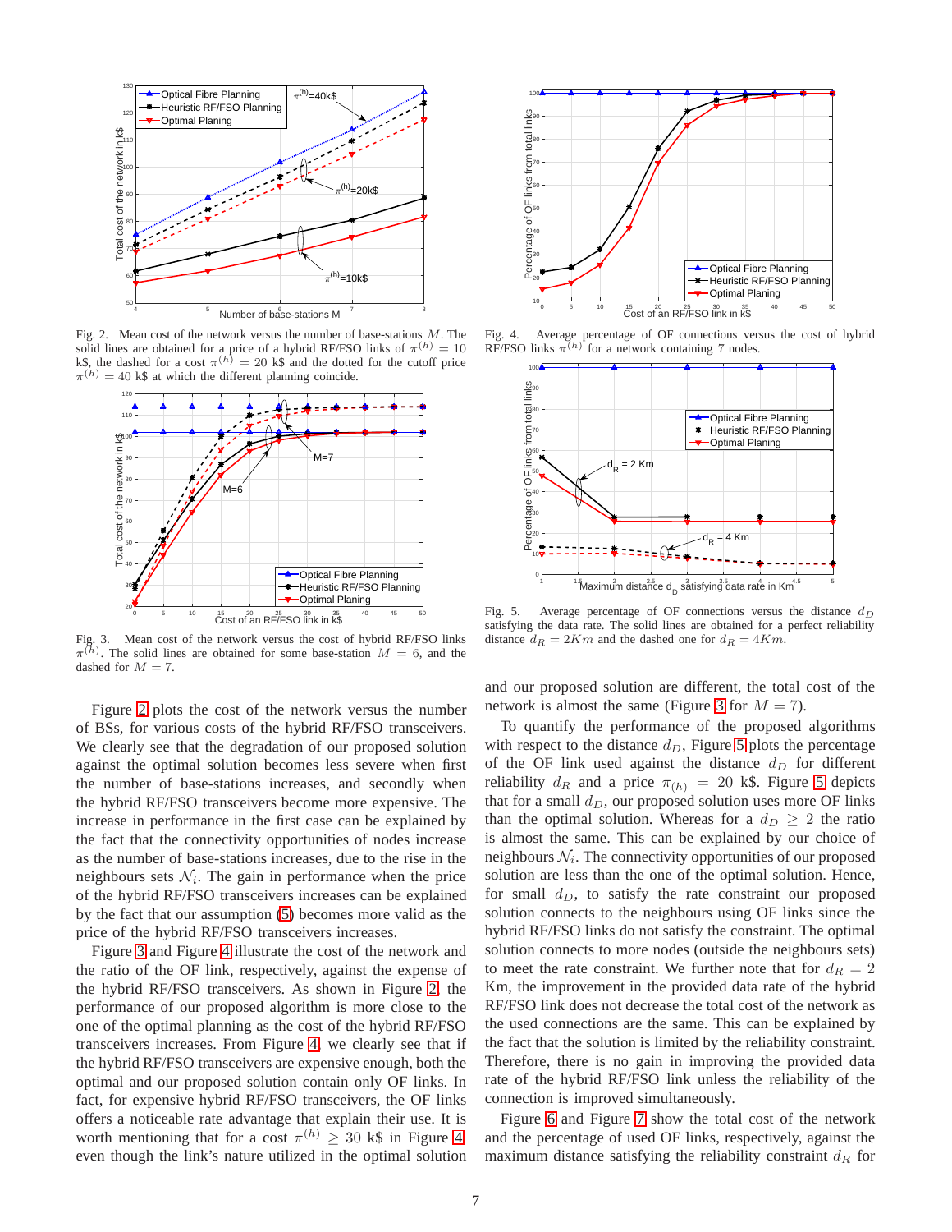Fig. 2. Mean cost of the network versus the number of base-stations $M$. The solid lines are obtained for a price of a hybrid RF/FSO links of $\pi^{(h)} = 10$ k\$, the dashed for a cost $\pi^{(h)} = 20$ k\$ and the dotted for the cutoff price $\pi^{(h)} = 40$ k\$ at which the different planning coincide.

Fig. 3. Mean cost of the network versus the cost of hybrid RF/FSO links $\pi^{(h)}$. The solid lines are obtained for some base-station $M = 6$, and the dashed for $M = 7$.

Figure 2 plots the cost of the network versus the number of BSs, for various costs of the hybrid RF/FSO transceivers. We clearly see that the degradation of our proposed solution against the optimal solution becomes less severe when first the number of base-stations increases, and secondly when the hybrid RF/FSO transceivers become more expensive. The increase in performance in the first case can be explained by the fact that the connectivity opportunities of nodes increase as the number of base-stations increases, due to the rise in the neighbours sets $\mathcal{N}_i$. The gain in performance when the price of the hybrid RF/FSO transceivers increases can be explained by the fact that our assumption (5) becomes more valid as the price of the hybrid RF/FSO transceivers increases.

Figure 3 and Figure 4 illustrate the cost of the network and the ratio of the OF link, respectively, against the expense of the hybrid RF/FSO transceivers. As shown in Figure 2, the performance of our proposed algorithm is more close to the one of the optimal planning as the cost of the hybrid RF/FSO transceivers increases. From Figure 4, we clearly see that if the hybrid RF/FSO transceivers are expensive enough, both the optimal and our proposed solution contain only OF links. In fact, for expensive hybrid RF/FSO transceivers, the OF links offers a noticeable rate advantage that explain their use. It is worth mentioning that for a cost $\pi^{(h)} \geq 30$ k\$ in Figure 4, even though the link's nature utilized in the optimal solution and our proposed solution are different, the total cost of the network is almost the same (Figure 3 for $M = 7$).

Fig. 4. Average percentage of OF connections versus the cost of hybrid RF/FSO links $\pi^{(h)}$ for a network containing 7 nodes.

Fig. 5. Average percentage of OF connections versus the distance $d_D$ satisfying the data rate. The solid lines are obtained for a perfect reliability distance $d_R = 2Km$ and the dashed one for $d_R = 4Km$.

To quantify the performance of the proposed algorithms with respect to the distance $d_D$, Figure 5 plots the percentage of the OF link used against the distance $d_D$ for different reliability $d_R$ and a price $\pi_{(h)} = 20$ k\$. Figure 5 depicts that for a small $d_D$, our proposed solution uses more OF links than the optimal solution. Whereas for a $d_D \geq 2$ the ratio is almost the same. This can be explained by our choice of neighbours $\mathcal{N}_i$. The connectivity opportunities of our proposed solution are less than the one of the optimal solution. Hence, for small $d_D$, to satisfy the rate constraint our proposed solution connects to the neighbours using OF links since the hybrid RF/FSO links do not satisfy the constraint. The optimal solution connects to more nodes (outside the neighbours sets) to meet the rate constraint. We further note that for $d_R = 2$ Km, the improvement in the provided data rate of the hybrid RF/FSO link does not decrease the total cost of the network as the used connections are the same. This can be explained by the fact that the solution is limited by the reliability constraint. Therefore, there is no gain in improving the provided data rate of the hybrid RF/FSO link unless the reliability of the connection is improved simultaneously.

Figure 6 and Figure 7 show the total cost of the network and the percentage of used OF links, respectively, against the maximum distance satisfying the reliability constraint $d_R$ for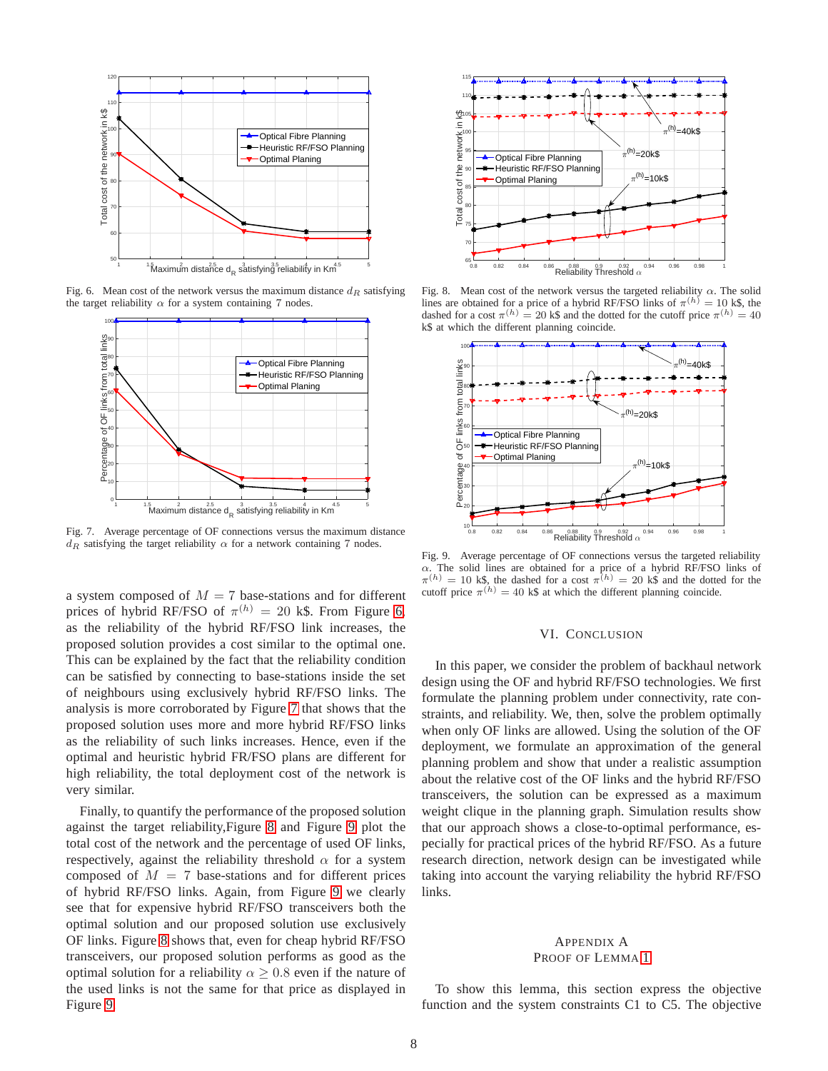Fig. 6. Mean cost of the network versus the maximum distance $d_R$ satisfying the target reliability $\alpha$ for a system containing 7 nodes.

Fig. 7. Average percentage of OF connections versus the maximum distance $d_R$ satisfying the target reliability $\alpha$ for a network containing 7 nodes.

a system composed of $M = 7$ base-stations and for different prices of hybrid RF/FSO of $\pi^{(h)} = 20$ k$. From Figure 6, as the reliability of the hybrid RF/FSO link increases, the proposed solution provides a cost similar to the optimal one. This can be explained by the fact that the reliability condition can be satisfied by connecting to base-stations inside the set of neighbours using exclusively hybrid RF/FSO links. The analysis is more corroborated by Figure 7 that shows that the proposed solution uses more and more hybrid RF/FSO links as the reliability of such links increases. Hence, even if the optimal and heuristic hybrid FR/FSO plans are different for high reliability, the total deployment cost of the network is very similar.

Finally, to quantify the performance of the proposed solution against the target reliability,Figure 8 and Figure 9 plot the total cost of the network and the percentage of used OF links, respectively, against the reliability threshold $\alpha$ for a system composed of $M = 7$ base-stations and for different prices of hybrid RF/FSO links. Again, from Figure 9 we clearly see that for expensive hybrid RF/FSO transceivers both the optimal solution and our proposed solution use exclusively OF links. Figure 8 shows that, even for cheap hybrid RF/FSO transceivers, our proposed solution performs as good as the optimal solution for a reliability $\alpha \geq 0.8$ even if the nature of the used links is not the same for that price as displayed in Figure 9.

Fig. 8. Mean cost of the network versus the targeted reliability $\alpha$. The solid lines are obtained for a price of a hybrid RF/FSO links of $\pi^{(h)} = 10$ k$, the dashed for a cost $\pi^{(h)} = 20$ k$ and the dotted for the cutoff price $\pi^{(h)} = 40$ k$ at which the different planning coincide.

Fig. 9. Average percentage of OF connections versus the targeted reliability $\alpha$. The solid lines are obtained for a price of a hybrid RF/FSO links of $\pi^{(h)} = 10$ k$, the dashed for a cost $\pi^{(h)} = 20$ k$ and the dotted for the cutoff price $\pi^{(h)} = 40$ k$ at which the different planning coincide.

## VI. Conclusion

In this paper, we consider the problem of backhaul network design using the OF and hybrid RF/FSO technologies. We first formulate the planning problem under connectivity, rate constraints, and reliability. We, then, solve the problem optimally when only OF links are allowed. Using the solution of the OF deployment, we formulate an approximation of the general planning problem and show that under a realistic assumption about the relative cost of the OF links and the hybrid RF/FSO transceivers, the solution can be expressed as a maximum weight clique in the planning graph. Simulation results show that our approach shows a close-to-optimal performance, especially for practical prices of the hybrid RF/FSO. As a future research direction, network design can be investigated while taking into account the varying reliability the hybrid RF/FSO links.

## Appendix A
## Proof of Lemma 1

To show this lemma, this section express the objective function and the system constraints C1 to C5. The objective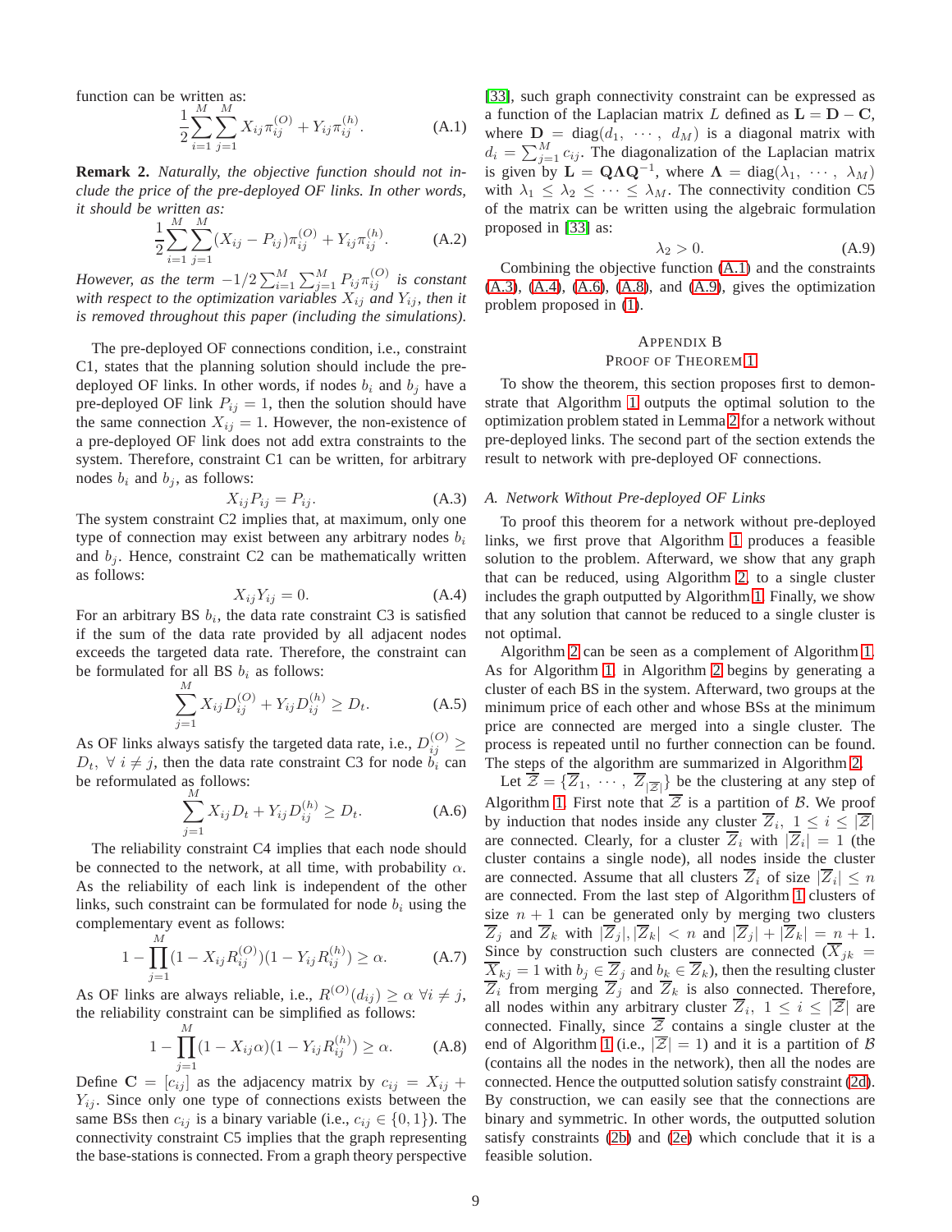function can be written as:

$$\frac{1}{2}\sum_{i=1}^{M}\sum_{j=1}^{M} X_{ij}\pi_{ij}^{(O)} + Y_{ij}\pi_{ij}^{(h)}. \tag{A.1}$$

**Remark 2.** *Naturally, the objective function should not include the price of the pre-deployed OF links. In other words, it should be written as:*

$$\frac{1}{2}\sum_{i=1}^{M}\sum_{j=1}^{M} (X_{ij} - P_{ij})\pi_{ij}^{(O)} + Y_{ij}\pi_{ij}^{(h)}. \tag{A.2}$$

*However, as the term $-1/2\sum_{i=1}^{M}\sum_{j=1}^{M} P_{ij}\pi_{ij}^{(O)}$ is constant with respect to the optimization variables $X_{ij}$ and $Y_{ij}$, then it is removed throughout this paper (including the simulations).*

The pre-deployed OF connections condition, i.e., constraint C1, states that the planning solution should include the pre-deployed OF links. In other words, if nodes $b_i$ and $b_j$ have a pre-deployed OF link $P_{ij} = 1$, then the solution should have the same connection $X_{ij} = 1$. However, the non-existence of a pre-deployed OF link does not add extra constraints to the system. Therefore, constraint C1 can be written, for arbitrary nodes $b_i$ and $b_j$, as follows:

$$X_{ij}P_{ij} = P_{ij}. \tag{A.3}$$

The system constraint C2 implies that, at maximum, only one type of connection may exist between any arbitrary nodes $b_i$ and $b_j$. Hence, constraint C2 can be mathematically written as follows:

$$X_{ij}Y_{ij} = 0. \tag{A.4}$$

For an arbitrary BS $b_i$, the data rate constraint C3 is satisfied if the sum of the data rate provided by all adjacent nodes exceeds the targeted data rate. Therefore, the constraint can be formulated for all BS $b_i$ as follows:

$$\sum_{j=1}^{M} X_{ij}D_{ij}^{(O)} + Y_{ij}D_{ij}^{(h)} \geq D_t. \tag{A.5}$$

As OF links always satisfy the targeted data rate, i.e., $D_{ij}^{(O)} \geq D_t, \ \forall\ i \neq j$, then the data rate constraint C3 for node $b_i$ can be reformulated as follows:

$$\sum_{j=1}^{M} X_{ij}D_t + Y_{ij}D_{ij}^{(h)} \geq D_t. \tag{A.6}$$

The reliability constraint C4 implies that each node should be connected to the network, at all time, with probability $\alpha$. As the reliability of each link is independent of the other links, such constraint can be formulated for node $b_i$ using the complementary event as follows:

$$1 - \prod_{j=1}^{M}(1 - X_{ij}R_{ij}^{(O)})(1 - Y_{ij}R_{ij}^{(h)}) \geq \alpha. \tag{A.7}$$

As OF links are always reliable, i.e., $R^{(O)}(d_{ij}) \geq \alpha \ \forall i \neq j$, the reliability constraint can be simplified as follows:

$$1 - \prod_{j=1}^{M}(1 - X_{ij}\alpha)(1 - Y_{ij}R_{ij}^{(h)}) \geq \alpha. \tag{A.8}$$

Define $\mathbf{C} = [c_{ij}]$ as the adjacency matrix by $c_{ij} = X_{ij} + Y_{ij}$. Since only one type of connections exists between the same BSs then $c_{ij}$ is a binary variable (i.e., $c_{ij} \in \{0, 1\}$). The connectivity constraint C5 implies that the graph representing the base-stations is connected. From a graph theory perspective [33], such graph connectivity constraint can be expressed as a function of the Laplacian matrix $L$ defined as $\mathbf{L} = \mathbf{D} - \mathbf{C}$, where $\mathbf{D} = \text{diag}(d_1, \ \cdots, \ d_M)$ is a diagonal matrix with $d_i = \sum_{j=1}^{M} c_{ij}$. The diagonalization of the Laplacian matrix is given by $\mathbf{L} = \mathbf{Q}\mathbf{\Lambda}\mathbf{Q}^{-1}$, where $\mathbf{\Lambda} = \text{diag}(\lambda_1, \ \cdots, \ \lambda_M)$ with $\lambda_1 \leq \lambda_2 \leq \cdots \leq \lambda_M$. The connectivity condition C5 of the matrix can be written using the algebraic formulation proposed in [33] as:

$$\lambda_2 > 0. \tag{A.9}$$

Combining the objective function (A.1) and the constraints (A.3), (A.4), (A.6), (A.8), and (A.9), gives the optimization problem proposed in (1).

## Appendix B
## Proof of Theorem 1

To show the theorem, this section proposes first to demonstrate that Algorithm 1 outputs the optimal solution to the optimization problem stated in Lemma 2 for a network without pre-deployed links. The second part of the section extends the result to network with pre-deployed OF connections.

### A. Network Without Pre-deployed OF Links

To proof this theorem for a network without pre-deployed links, we first prove that Algorithm 1 produces a feasible solution to the problem. Afterward, we show that any graph that can be reduced, using Algorithm 2, to a single cluster includes the graph outputted by Algorithm 1. Finally, we show that any solution that cannot be reduced to a single cluster is not optimal.

Algorithm 2 can be seen as a complement of Algorithm 1. As for Algorithm 1, in Algorithm 2 begins by generating a cluster of each BS in the system. Afterward, two groups at the minimum price of each other and whose BSs at the minimum price are connected are merged into a single cluster. The process is repeated until no further connection can be found. The steps of the algorithm are summarized in Algorithm 2.

Let $\overline{\mathcal{Z}} = \{\overline{Z}_1, \ \cdots, \ \overline{Z}_{|\overline{\mathcal{Z}}|}\}$ be the clustering at any step of Algorithm 1. First note that $\overline{\mathcal{Z}}$ is a partition of $\mathcal{B}$. We proof by induction that nodes inside any cluster $\overline{Z}_i, \ 1 \leq i \leq |\overline{\mathcal{Z}}|$ are connected. Clearly, for a cluster $\overline{Z}_i$ with $|\overline{Z}_i| = 1$ (the cluster contains a single node), all nodes inside the cluster are connected. Assume that all clusters $\overline{Z}_i$ of size $|\overline{Z}_i| \leq n$ are connected. From the last step of Algorithm 1 clusters of size $n+1$ can be generated only by merging two clusters $\overline{Z}_j$ and $\overline{Z}_k$ with $|\overline{Z}_j|, |\overline{Z}_k| < n$ and $|\overline{Z}_j| + |\overline{Z}_k| = n+1$. Since by construction such clusters are connected ($\overline{X}_{jk} = \overline{X}_{kj} = 1$ with $b_j \in \overline{Z}_j$ and $b_k \in \overline{Z}_k$), then the resulting cluster $\overline{Z}_i$ from merging $\overline{Z}_j$ and $\overline{Z}_k$ is also connected. Therefore, all nodes within any arbitrary cluster $\overline{Z}_i, \ 1 \leq i \leq |\overline{\mathcal{Z}}|$ are connected. Finally, since $\overline{\mathcal{Z}}$ contains a single cluster at the end of Algorithm 1 (i.e., $|\overline{\mathcal{Z}}| = 1$) and it is a partition of $\mathcal{B}$ (contains all the nodes in the network), then all the nodes are connected. Hence the outputted solution satisfy constraint (2d). By construction, we can easily see that the connections are binary and symmetric. In other words, the outputted solution satisfy constraints (2b) and (2e) which conclude that it is a feasible solution.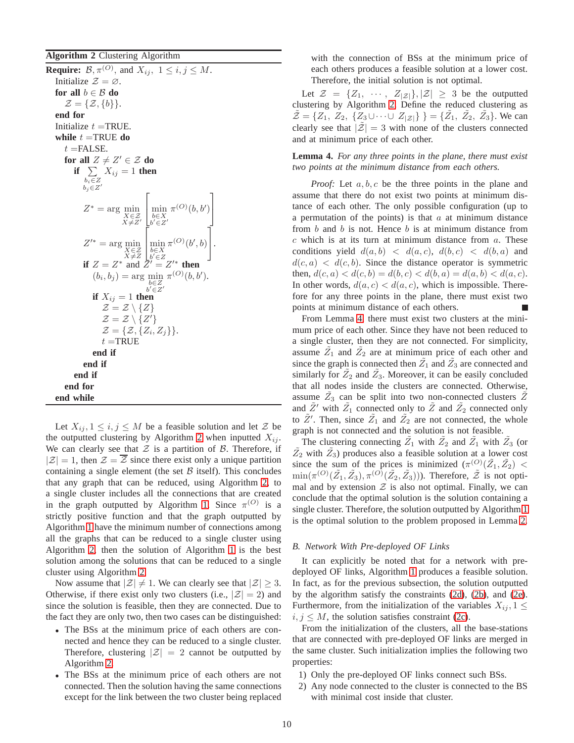**Algorithm 2** Clustering Algorithm

```
Require: 𝓑, π^(O), and X_ij, 1 ≤ i, j ≤ M.
  Initialize 𝒵 = ∅.
  for all b ∈ 𝓑 do
    𝒵 = {𝒵, {b}}.
  end for
  Initialize t = TRUE.
  while t = TRUE do
    t = FALSE.
    for all Z ≠ Z' ∈ 𝒵 do
      if Σ_{b_i ∈ Z, b_j ∈ Z'} X_ij = 1 then
        Z* = arg min_{X ∈ 𝒵, X ≠ Z'} [ min_{b ∈ X, b' ∈ Z'} π^(O)(b, b') ]
        Z'* = arg min_{X ∈ 𝒵, X ≠ Z} [ min_{b ∈ X, b' ∈ Z} π^(O)(b', b) ].
        if Z = Z* and Z' = Z'* then
          (b_i, b_j) = arg min_{b ∈ Z, b' ∈ Z'} π^(O)(b, b').
          if X_ij = 1 then
            𝒵 = 𝒵 \ {Z}
            𝒵 = 𝒵 \ {Z'}
            𝒵 = {𝒵, {Z_i, Z_j}}.
            t = TRUE
          end if
        end if
      end if
    end for
  end while
```

Let $X_{ij}, 1 \leq i, j \leq M$ be a feasible solution and let $\mathcal{Z}$ be the outputted clustering by Algorithm 2 when inputted $X_{ij}$. We can clearly see that $\mathcal{Z}$ is a partition of $\mathcal{B}$. Therefore, if $|\mathcal{Z}| = 1$, then $\mathcal{Z} = \overline{\mathcal{Z}}$ since there exist only a unique partition containing a single element (the set $\mathcal{B}$ itself). This concludes that any graph that can be reduced, using Algorithm 2, to a single cluster includes all the connections that are created in the graph outputted by Algorithm 1. Since $\pi^{(O)}$ is a strictly positive function and that the graph outputted by Algorithm 1 have the minimum number of connections among all the graphs that can be reduced to a single cluster using Algorithm 2, then the solution of Algorithm 1 is the best solution among the solutions that can be reduced to a single cluster using Algorithm 2.

Now assume that $|\mathcal{Z}| \neq 1$. We can clearly see that $|\mathcal{Z}| \geq 3$. Otherwise, if there exist only two clusters (i.e., $|\mathcal{Z}| = 2$) and since the solution is feasible, then they are connected. Due to the fact they are only two, then two cases can be distinguished:

- The BSs at the minimum price of each others are connected and hence they can be reduced to a single cluster. Therefore, clustering $|\mathcal{Z}| = 2$ cannot be outputted by Algorithm 2.
- The BSs at the minimum price of each others are not connected. Then the solution having the same connections except for the link between the two cluster being replaced with the connection of BSs at the minimum price of each others produces a feasible solution at a lower cost. Therefore, the initial solution is not optimal.

Let $\mathcal{Z} = \{Z_1, \cdots, Z_{|\mathcal{Z}|}\}, |\mathcal{Z}| \geq 3$ be the outputted clustering by Algorithm 2. Define the reduced clustering as $\tilde{\mathcal{Z}} = \{Z_1, Z_2, \{Z_3 \cup \cdots \cup Z_{|\mathcal{Z}|}\}\} = \{\tilde{Z}_1, \tilde{Z}_2, \tilde{Z}_3\}$. We can clearly see that $|\tilde{\mathcal{Z}}| = 3$ with none of the clusters connected and at minimum price of each other.

**Lemma 4.** *For any three points in the plane, there must exist two points at the minimum distance from each others.*

*Proof:* Let $a, b, c$ be the three points in the plane and assume that there do not exist two points at minimum distance of each other. The only possible configuration (up to a permutation of the points) is that $a$ at minimum distance from $b$ and $b$ is not. Hence $b$ is at minimum distance from $c$ which is at its turn at minimum distance from $a$. These conditions yield $d(a, b) < d(a, c)$, $d(b, c) < d(b, a)$ and $d(c, a) < d(c, b)$. Since the distance operator is symmetric then, $d(c, a) < d(c, b) = d(b, c) < d(b, a) = d(a, b) < d(a, c)$. In other words, $d(a, c) < d(a, c)$, which is impossible. Therefore for any three points in the plane, there must exist two points at minimum distance of each others. ∎

From Lemma 4, there must exist two clusters at the minimum price of each other. Since they have not been reduced to a single cluster, then they are not connected. For simplicity, assume $\tilde{Z}_1$ and $\tilde{Z}_2$ are at minimum price of each other and since the graph is connected then $\tilde{Z}_1$ and $\tilde{Z}_3$ are connected and similarly for $\tilde{Z}_2$ and $\tilde{Z}_3$. Moreover, it can be easily concluded that all nodes inside the clusters are connected. Otherwise, assume $\tilde{Z}_3$ can be split into two non-connected clusters $\tilde{Z}$ and $\tilde{Z}'$ with $\tilde{Z}_1$ connected only to $\tilde{Z}$ and $\tilde{Z}_2$ connected only to $\tilde{Z}'$. Then, since $\tilde{Z}_1$ and $\tilde{Z}_2$ are not connected, the whole graph is not connected and the solution is not feasible.

The clustering connecting $\tilde{Z}_1$ with $\tilde{Z}_2$ and $\tilde{Z}_1$ with $\tilde{Z}_3$ (or $\tilde{Z}_2$ with $\tilde{Z}_3$) produces also a feasible solution at a lower cost since the sum of the prices is minimized ($\pi^{(O)}(\tilde{Z}_1, \tilde{Z}_2) < \min(\pi^{(O)}(\tilde{Z}_1, \tilde{Z}_3), \pi^{(O)}(\tilde{Z}_2, \tilde{Z}_3))$). Therefore, $\tilde{\mathcal{Z}}$ is not optimal and by extension $\mathcal{Z}$ is also not optimal. Finally, we can conclude that the optimal solution is the solution containing a single cluster. Therefore, the solution outputted by Algorithm 1 is the optimal solution to the problem proposed in Lemma 2.

### B. Network With Pre-deployed OF Links

It can explicitly be noted that for a network with pre-deployed OF links, Algorithm 1 produces a feasible solution. In fact, as for the previous subsection, the solution outputted by the algorithm satisfy the constraints (2d), (2b), and (2e). Furthermore, from the initialization of the variables $X_{ij}, 1 \leq i, j \leq M$, the solution satisfies constraint (2c).

From the initialization of the clusters, all the base-stations that are connected with pre-deployed OF links are merged in the same cluster. Such initialization implies the following two properties:

1) Only the pre-deployed OF links connect such BSs.
2) Any node connected to the cluster is connected to the BS with minimal cost inside that cluster.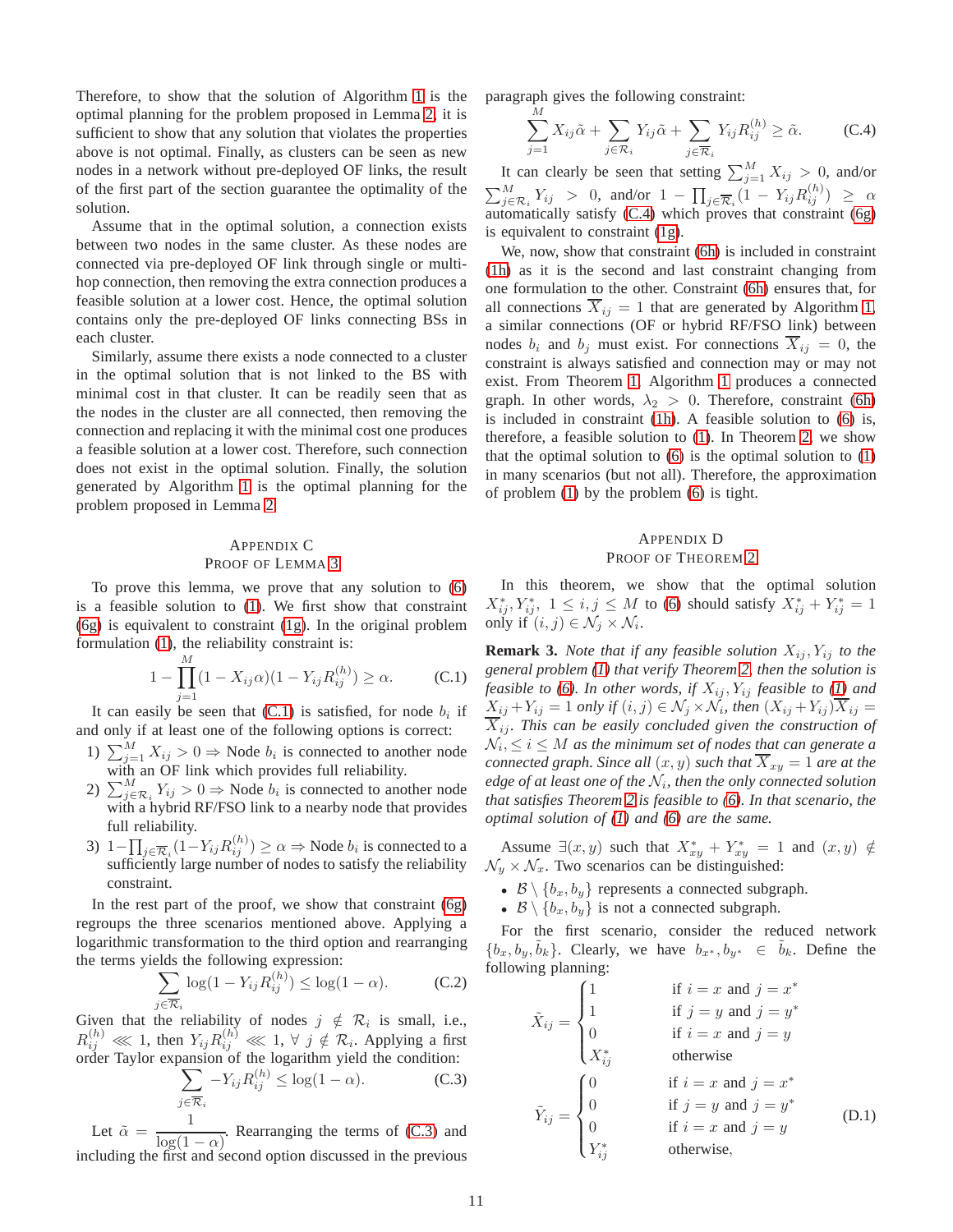Therefore, to show that the solution of Algorithm 1 is the optimal planning for the problem proposed in Lemma 2, it is sufficient to show that any solution that violates the properties above is not optimal. Finally, as clusters can be seen as new nodes in a network without pre-deployed OF links, the result of the first part of the section guarantee the optimality of the solution.

Assume that in the optimal solution, a connection exists between two nodes in the same cluster. As these nodes are connected via pre-deployed OF link through single or multi-hop connection, then removing the extra connection produces a feasible solution at a lower cost. Hence, the optimal solution contains only the pre-deployed OF links connecting BSs in each cluster.

Similarly, assume there exists a node connected to a cluster in the optimal solution that is not linked to the BS with minimal cost in that cluster. It can be readily seen that as the nodes in the cluster are all connected, then removing the connection and replacing it with the minimal cost one produces a feasible solution at a lower cost. Therefore, such connection does not exist in the optimal solution. Finally, the solution generated by Algorithm 1 is the optimal planning for the problem proposed in Lemma 2.

## Appendix C
## Proof of Lemma 3

To prove this lemma, we prove that any solution to (6) is a feasible solution to (1). We first show that constraint (6g) is equivalent to constraint (1g). In the original problem formulation (1), the reliability constraint is:

$$1-\prod_{j=1}^{M}(1-X_{ij}\alpha)(1-Y_{ij}R_{ij}^{(h)}) \geq \alpha. \tag{C.1}$$

It can easily be seen that (C.1) is satisfied, for node $b_i$ if and only if at least one of the following options is correct:

1) $\sum_{j=1}^{M} X_{ij} > 0 \Rightarrow$ Node $b_i$ is connected to another node with an OF link which provides full reliability.
2) $\sum_{j\in\mathcal{R}_i}^{M} Y_{ij} > 0 \Rightarrow$ Node $b_i$ is connected to another node with a hybrid RF/FSO link to a nearby node that provides full reliability.
3) $1-\prod_{j\in\overline{\mathcal{R}}_i}(1-Y_{ij}R_{ij}^{(h)}) \geq \alpha \Rightarrow$ Node $b_i$ is connected to a sufficiently large number of nodes to satisfy the reliability constraint.

In the rest part of the proof, we show that constraint (6g) regroups the three scenarios mentioned above. Applying a logarithmic transformation to the third option and rearranging the terms yields the following expression:

$$\sum_{j\in\overline{\mathcal{R}}_i} \log(1-Y_{ij}R_{ij}^{(h)}) \leq \log(1-\alpha). \tag{C.2}$$

Given that the reliability of nodes $j \notin \mathcal{R}_i$ is small, i.e., $R_{ij}^{(h)} \lll 1$, then $Y_{ij}R_{ij}^{(h)} \lll 1$, $\forall\ j \notin \mathcal{R}_i$. Applying a first order Taylor expansion of the logarithm yield the condition:

$$\sum_{j\in\overline{\mathcal{R}}_i} -Y_{ij}R_{ij}^{(h)} \leq \log(1-\alpha). \tag{C.3}$$

Let $\tilde{\alpha} = \dfrac{1}{\log(1-\alpha)}$. Rearranging the terms of (C.3) and including the first and second option discussed in the previous paragraph gives the following constraint:

$$\sum_{j=1}^{M} X_{ij}\tilde{\alpha} + \sum_{j\in\mathcal{R}_i} Y_{ij}\tilde{\alpha} + \sum_{j\in\overline{\mathcal{R}}_i} Y_{ij}R_{ij}^{(h)} \geq \tilde{\alpha}. \tag{C.4}$$

It can clearly be seen that setting $\sum_{j=1}^{M} X_{ij} > 0$, and/or $\sum_{j\in\mathcal{R}_i}^{M} Y_{ij} > 0$, and/or $1-\prod_{j\in\overline{\mathcal{R}}_i}(1-Y_{ij}R_{ij}^{(h)}) \geq \alpha$ automatically satisfy (C.4) which proves that constraint (6g) is equivalent to constraint (1g).

We, now, show that constraint (6h) is included in constraint (1h) as it is the second and last constraint changing from one formulation to the other. Constraint (6h) ensures that, for all connections $\overline{X}_{ij} = 1$ that are generated by Algorithm 1, a similar connections (OF or hybrid RF/FSO link) between nodes $b_i$ and $b_j$ must exist. For connections $\overline{X}_{ij} = 0$, the constraint is always satisfied and connection may or may not exist. From Theorem 1, Algorithm 1 produces a connected graph. In other words, $\lambda_2 > 0$. Therefore, constraint (6h) is included in constraint (1h). A feasible solution to (6) is, therefore, a feasible solution to (1). In Theorem 2, we show that the optimal solution to (6) is the optimal solution to (1) in many scenarios (but not all). Therefore, the approximation of problem (1) by the problem (6) is tight.

## Appendix D
## Proof of Theorem 2

In this theorem, we show that the optimal solution $X_{ij}^*, Y_{ij}^*$, $1 \leq i,j \leq M$ to (6) should satisfy $X_{ij}^* + Y_{ij}^* = 1$ only if $(i,j) \in \mathcal{N}_j \times \mathcal{N}_i$.

**Remark 3.** *Note that if any feasible solution $X_{ij}, Y_{ij}$ to the general problem (1) that verify Theorem 2, then the solution is feasible to (6). In other words, if $X_{ij}, Y_{ij}$ feasible to (1) and $X_{ij}+Y_{ij} = 1$ only if $(i,j) \in \mathcal{N}_j \times \mathcal{N}_i$, then $(X_{ij}+Y_{ij})\overline{X}_{ij} = \overline{X}_{ij}$. This can be easily concluded given the construction of $\mathcal{N}_i, \leq i \leq M$ as the minimum set of nodes that can generate a connected graph. Since all $(x,y)$ such that $\overline{X}_{xy} = 1$ are at the edge of at least one of the $\mathcal{N}_i$, then the only connected solution that satisfies Theorem 2 is feasible to (6). In that scenario, the optimal solution of (1) and (6) are the same.*

Assume $\exists (x,y)$ such that $X_{xy}^* + Y_{xy}^* = 1$ and $(x,y) \notin \mathcal{N}_y \times \mathcal{N}_x$. Two scenarios can be distinguished:

- $\mathcal{B} \setminus \{b_x, b_y\}$ represents a connected subgraph.
- $\mathcal{B} \setminus \{b_x, b_y\}$ is not a connected subgraph.

For the first scenario, consider the reduced network $\{b_x, b_y, \tilde{b}_k\}$. Clearly, we have $b_{x^*}, b_{y^*} \in \tilde{b}_k$. Define the following planning:

$$\tilde{X}_{ij} = \begin{cases} 1 & \text{if } i = x \text{ and } j = x^* \\ 1 & \text{if } j = y \text{ and } j = y^* \\ 0 & \text{if } i = x \text{ and } j = y \\ X_{ij}^* & \text{otherwise} \end{cases}$$

$$\tilde{Y}_{ij} = \begin{cases} 0 & \text{if } i = x \text{ and } j = x^* \\ 0 & \text{if } j = y \text{ and } j = y^* \\ 0 & \text{if } i = x \text{ and } j = y \\ Y_{ij}^* & \text{otherwise,} \end{cases} \tag{D.1}$$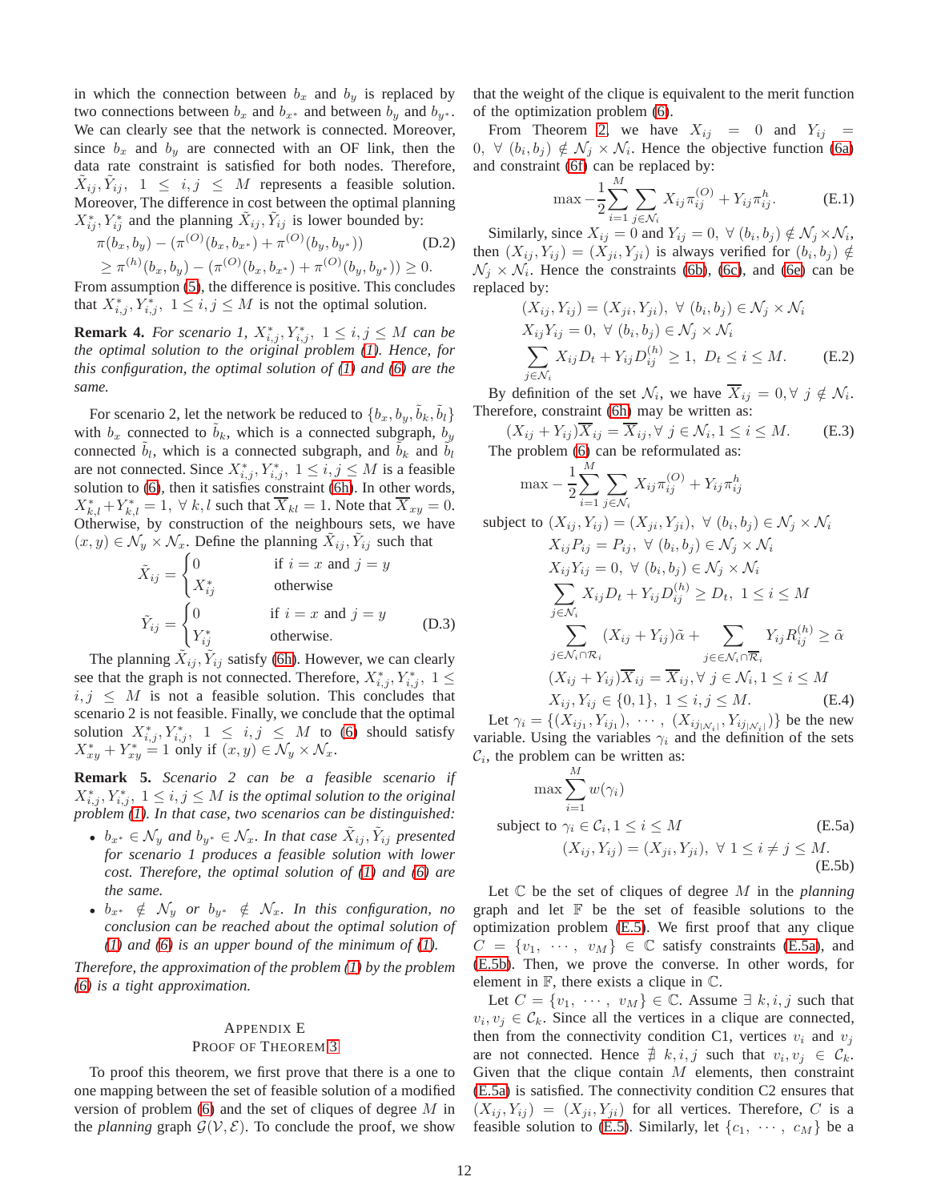in which the connection between $b_x$ and $b_y$ is replaced by two connections between $b_x$ and $b_{x^*}$ and between $b_y$ and $b_{y^*}$. We can clearly see that the network is connected. Moreover, since $b_x$ and $b_y$ are connected with an OF link, then the data rate constraint is satisfied for both nodes. Therefore, $\tilde{X}_{ij}, \tilde{Y}_{ij}$, $1 \leq i,j \leq M$ represents a feasible solution. Moreover, The difference in cost between the optimal planning $X^*_{ij}, Y^*_{ij}$ and the planning $\tilde{X}_{ij}, \tilde{Y}_{ij}$ is lower bounded by:

$$\pi(b_x, b_y) - (\pi^{(O)}(b_x, b_{x^*}) + \pi^{(O)}(b_y, b_{y^*})) \qquad \text{(D.2)}$$
$$\geq \pi^{(h)}(b_x, b_y) - (\pi^{(O)}(b_x, b_{x^*}) + \pi^{(O)}(b_y, b_{y^*})) \geq 0.$$

From assumption (5), the difference is positive. This concludes that $X^*_{i,j}, Y^*_{i,j}$, $1 \leq i,j \leq M$ is not the optimal solution.

**Remark 4.** *For scenario 1, $X^*_{i,j}, Y^*_{i,j}$, $1 \leq i,j \leq M$ can be the optimal solution to the original problem (1). Hence, for this configuration, the optimal solution of (1) and (6) are the same.*

For scenario 2, let the network be reduced to $\{b_x, b_y, \tilde{b}_k, \tilde{b}_l\}$ with $b_x$ connected to $\tilde{b}_k$, which is a connected subgraph, $b_y$ connected $\tilde{b}_l$, which is a connected subgraph, and $\tilde{b}_k$ and $\tilde{b}_l$ are not connected. Since $X^*_{i,j}, Y^*_{i,j}$, $1 \leq i,j \leq M$ is a feasible solution to (6), then it satisfies constraint (6h). In other words, $X^*_{k,l} + Y^*_{k,l} = 1$, $\forall\, k,l$ such that $\overline{X}_{kl} = 1$. Note that $\overline{X}_{xy} = 0$. Otherwise, by construction of the neighbours sets, we have $(x,y) \in \mathcal{N}_y \times \mathcal{N}_x$. Define the planning $\tilde{X}_{ij}, \tilde{Y}_{ij}$ such that

$$\tilde{X}_{ij} = \begin{cases} 0 & \text{if } i = x \text{ and } j = y \\ X^*_{ij} & \text{otherwise} \end{cases}$$
$$\tilde{Y}_{ij} = \begin{cases} 0 & \text{if } i = x \text{ and } j = y \\ Y^*_{ij} & \text{otherwise.} \end{cases} \qquad \text{(D.3)}$$

The planning $\tilde{X}_{ij}, \tilde{Y}_{ij}$ satisfy (6h). However, we can clearly see that the graph is not connected. Therefore, $X^*_{i,j}, Y^*_{i,j}$, $1 \leq i,j \leq M$ is not a feasible solution. This concludes that scenario 2 is not feasible. Finally, we conclude that the optimal solution $X^*_{i,j}, Y^*_{i,j}$, $1 \leq i,j \leq M$ to (6) should satisfy $X^*_{xy} + Y^*_{xy} = 1$ only if $(x,y) \in \mathcal{N}_y \times \mathcal{N}_x$.

**Remark 5.** *Scenario 2 can be a feasible scenario if $X^*_{i,j}, Y^*_{i,j}$, $1 \leq i,j \leq M$ is the optimal solution to the original problem (1). In that case, two scenarios can be distinguished:*

- *$b_{x^*} \in \mathcal{N}_y$ and $b_{y^*} \in \mathcal{N}_x$. In that case $\tilde{X}_{ij}, \tilde{Y}_{ij}$ presented for scenario 1 produces a feasible solution with lower cost. Therefore, the optimal solution of (1) and (6) are the same.*
- *$b_{x^*} \notin \mathcal{N}_y$ or $b_{y^*} \notin \mathcal{N}_x$. In this configuration, no conclusion can be reached about the optimal solution of (1) and (6) is an upper bound of the minimum of (1).*

*Therefore, the approximation of the problem (1) by the problem (6) is a tight approximation.*

## Appendix E
## Proof of Theorem 3

To proof this theorem, we first prove that there is a one to one mapping between the set of feasible solution of a modified version of problem (6) and the set of cliques of degree $M$ in the *planning* graph $\mathcal{G}(\mathcal{V}, \mathcal{E})$. To conclude the proof, we show that the weight of the clique is equivalent to the merit function of the optimization problem (6).

From Theorem 2, we have $X_{ij} = 0$ and $Y_{ij} = 0$, $\forall\, (b_i, b_j) \notin \mathcal{N}_j \times \mathcal{N}_i$. Hence the objective function (6a) and constraint (6f) can be replaced by:

$$\max -\frac{1}{2}\sum_{i=1}^{M}\sum_{j \in \mathcal{N}_i} X_{ij}\pi^{(O)}_{ij} + Y_{ij}\pi^{h}_{ij}. \qquad \text{(E.1)}$$

Similarly, since $X_{ij} = 0$ and $Y_{ij} = 0$, $\forall\, (b_i, b_j) \notin \mathcal{N}_j \times \mathcal{N}_i$, then $(X_{ij}, Y_{ij}) = (X_{ji}, Y_{ji})$ is always verified for $(b_i, b_j) \notin \mathcal{N}_j \times \mathcal{N}_i$. Hence the constraints (6b), (6c), and (6e) can be replaced by:

$$(X_{ij}, Y_{ij}) = (X_{ji}, Y_{ji}),\ \forall\, (b_i, b_j) \in \mathcal{N}_j \times \mathcal{N}_i$$
$$X_{ij}Y_{ij} = 0,\ \forall\, (b_i, b_j) \in \mathcal{N}_j \times \mathcal{N}_i$$
$$\sum_{j \in \mathcal{N}_i} X_{ij}D_t + Y_{ij}D^{(h)}_{ij} \geq 1,\ D_t \leq i \leq M. \qquad \text{(E.2)}$$

By definition of the set $\mathcal{N}_i$, we have $\overline{X}_{ij} = 0, \forall\, j \notin \mathcal{N}_i$. Therefore, constraint (6h) may be written as:

$$(X_{ij} + Y_{ij})\overline{X}_{ij} = \overline{X}_{ij}, \forall\, j \in \mathcal{N}_i, 1 \leq i \leq M. \qquad \text{(E.3)}$$

The problem (6) can be reformulated as:

$$\max -\frac{1}{2}\sum_{i=1}^{M}\sum_{j \in \mathcal{N}_i} X_{ij}\pi^{(O)}_{ij} + Y_{ij}\pi^{h}_{ij}$$
$$\text{subject to } (X_{ij}, Y_{ij}) = (X_{ji}, Y_{ji}),\ \forall\, (b_i, b_j) \in \mathcal{N}_j \times \mathcal{N}_i$$
$$X_{ij}P_{ij} = P_{ij},\ \forall\, (b_i, b_j) \in \mathcal{N}_j \times \mathcal{N}_i$$
$$X_{ij}Y_{ij} = 0,\ \forall\, (b_i, b_j) \in \mathcal{N}_j \times \mathcal{N}_i$$
$$\sum_{j \in \mathcal{N}_i} X_{ij}D_t + Y_{ij}D^{(h)}_{ij} \geq D_t,\ 1 \leq i \leq M$$
$$\sum_{j \in \mathcal{N}_i \cap \mathcal{R}_i} (X_{ij} + Y_{ij})\tilde{\alpha} + \sum_{j \in \in \mathcal{N}_i \cap \overline{\mathcal{R}}_i} Y_{ij}R^{(h)}_{ij} \geq \tilde{\alpha}$$
$$(X_{ij} + Y_{ij})\overline{X}_{ij} = \overline{X}_{ij}, \forall\, j \in \mathcal{N}_i, 1 \leq i \leq M$$
$$X_{ij}, Y_{ij} \in \{0, 1\},\ 1 \leq i,j \leq M. \qquad \text{(E.4)}$$

Let $\gamma_i = \{(X_{ij_1}, Y_{ij_1}), \cdots, (X_{ij_{|\mathcal{N}_i|}}, Y_{ij_{|\mathcal{N}_i|}})\}$ be the new variable. Using the variables $\gamma_i$ and the definition of the sets $\mathcal{C}_i$, the problem can be written as:

$$\max \sum_{i=1}^{M} w(\gamma_i)$$
$$\text{subject to } \gamma_i \in \mathcal{C}_i, 1 \leq i \leq M \qquad \text{(E.5a)}$$
$$(X_{ij}, Y_{ij}) = (X_{ji}, Y_{ji}),\ \forall\, 1 \leq i \neq j \leq M. \qquad \text{(E.5b)}$$

Let $\mathbb{C}$ be the set of cliques of degree $M$ in the *planning* graph and let $\mathbb{F}$ be the set of feasible solutions to the optimization problem (E.5). We first proof that any clique $C = \{v_1, \cdots, v_M\} \in \mathbb{C}$ satisfy constraints (E.5a), and (E.5b). Then, we prove the converse. In other words, for element in $\mathbb{F}$, there exists a clique in $\mathbb{C}$.

Let $C = \{v_1, \cdots, v_M\} \in \mathbb{C}$. Assume $\exists\, k, i, j$ such that $v_i, v_j \in \mathcal{C}_k$. Since all the vertices in a clique are connected, then from the connectivity condition C1, vertices $v_i$ and $v_j$ are not connected. Hence $\nexists\, k, i, j$ such that $v_i, v_j \in \mathcal{C}_k$. Given that the clique contain $M$ elements, then constraint (E.5a) is satisfied. The connectivity condition C2 ensures that $(X_{ij}, Y_{ij}) = (X_{ji}, Y_{ji})$ for all vertices. Therefore, $C$ is a feasible solution to (E.5). Similarly, let $\{c_1, \cdots, c_M\}$ be a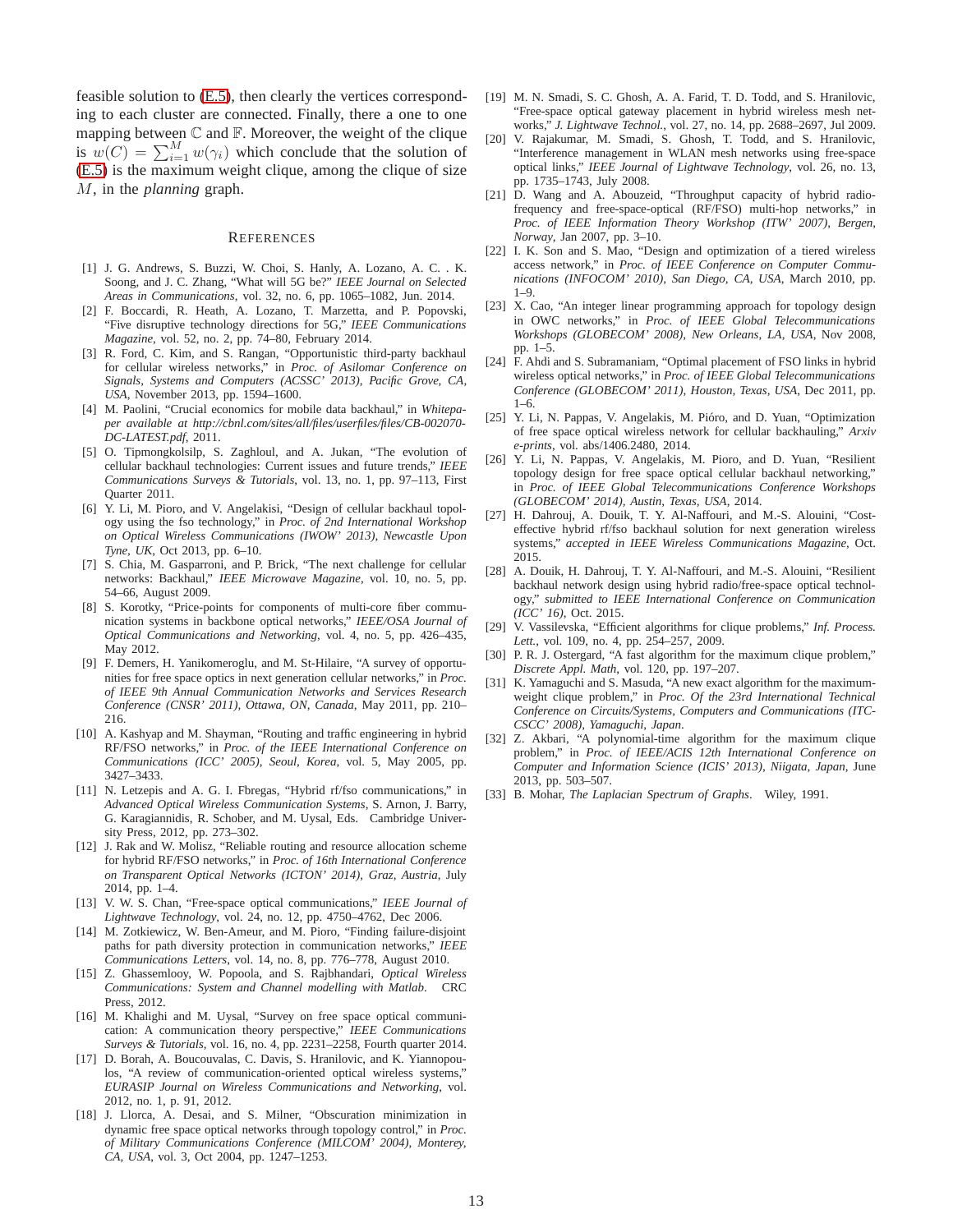feasible solution to (E.5), then clearly the vertices corresponding to each cluster are connected. Finally, there a one to one mapping between $\mathbb{C}$ and $\mathbb{F}$. Moreover, the weight of the clique is $w(C) = \sum_{i=1}^{M} w(\gamma_i)$ which conclude that the solution of (E.5) is the maximum weight clique, among the clique of size $M$, in the *planning* graph.

## References

[1] J. G. Andrews, S. Buzzi, W. Choi, S. Hanly, A. Lozano, A. C. . K. Soong, and J. C. Zhang, "What will 5G be?" *IEEE Journal on Selected Areas in Communications*, vol. 32, no. 6, pp. 1065–1082, Jun. 2014.

[2] F. Boccardi, R. Heath, A. Lozano, T. Marzetta, and P. Popovski, "Five disruptive technology directions for 5G," *IEEE Communications Magazine*, vol. 52, no. 2, pp. 74–80, February 2014.

[3] R. Ford, C. Kim, and S. Rangan, "Opportunistic third-party backhaul for cellular wireless networks," in *Proc. of Asilomar Conference on Signals, Systems and Computers (ACSSC' 2013), Pacific Grove, CA, USA*, November 2013, pp. 1594–1600.

[4] M. Paolini, "Crucial economics for mobile data backhaul," in *Whitepaper available at http://cbnl.com/sites/all/files/userfiles/files/CB-002070-DC-LATEST.pdf*, 2011.

[5] O. Tipmongkolsilp, S. Zaghloul, and A. Jukan, "The evolution of cellular backhaul technologies: Current issues and future trends," *IEEE Communications Surveys & Tutorials*, vol. 13, no. 1, pp. 97–113, First Quarter 2011.

[6] Y. Li, M. Pioro, and V. Angelakisi, "Design of cellular backhaul topology using the fso technology," in *Proc. of 2nd International Workshop on Optical Wireless Communications (IWOW' 2013), Newcastle Upon Tyne, UK*, Oct 2013, pp. 6–10.

[7] S. Chia, M. Gasparroni, and P. Brick, "The next challenge for cellular networks: Backhaul," *IEEE Microwave Magazine*, vol. 10, no. 5, pp. 54–66, August 2009.

[8] S. Korotky, "Price-points for components of multi-core fiber communication systems in backbone optical networks," *IEEE/OSA Journal of Optical Communications and Networking*, vol. 4, no. 5, pp. 426–435, May 2012.

[9] F. Demers, H. Yanikomeroglu, and M. St-Hilaire, "A survey of opportunities for free space optics in next generation cellular networks," in *Proc. of IEEE 9th Annual Communication Networks and Services Research Conference (CNSR' 2011), Ottawa, ON, Canada*, May 2011, pp. 210–216.

[10] A. Kashyap and M. Shayman, "Routing and traffic engineering in hybrid RF/FSO networks," in *Proc. of the IEEE International Conference on Communications (ICC' 2005), Seoul, Korea*, vol. 5, May 2005, pp. 3427–3433.

[11] N. Letzepis and A. G. I. Fbregas, "Hybrid rf/fso communications," in *Advanced Optical Wireless Communication Systems*, S. Arnon, J. Barry, G. Karagiannidis, R. Schober, and M. Uysal, Eds. Cambridge University Press, 2012, pp. 273–302.

[12] J. Rak and W. Molisz, "Reliable routing and resource allocation scheme for hybrid RF/FSO networks," in *Proc. of 16th International Conference on Transparent Optical Networks (ICTON' 2014), Graz, Austria*, July 2014, pp. 1–4.

[13] V. W. S. Chan, "Free-space optical communications," *IEEE Journal of Lightwave Technology*, vol. 24, no. 12, pp. 4750–4762, Dec 2006.

[14] M. Zotkiewicz, W. Ben-Ameur, and M. Pioro, "Finding failure-disjoint paths for path diversity protection in communication networks," *IEEE Communications Letters*, vol. 14, no. 8, pp. 776–778, August 2010.

[15] Z. Ghassemlooy, W. Popoola, and S. Rajbhandari, *Optical Wireless Communications: System and Channel modelling with Matlab*. CRC Press, 2012.

[16] M. Khalighi and M. Uysal, "Survey on free space optical communication: A communication theory perspective," *IEEE Communications Surveys & Tutorials*, vol. 16, no. 4, pp. 2231–2258, Fourth quarter 2014.

[17] D. Borah, A. Boucouvalas, C. Davis, S. Hranilovic, and K. Yiannopoulos, "A review of communication-oriented optical wireless systems," *EURASIP Journal on Wireless Communications and Networking*, vol. 2012, no. 1, p. 91, 2012.

[18] J. Llorca, A. Desai, and S. Milner, "Obscuration minimization in dynamic free space optical networks through topology control," in *Proc. of Military Communications Conference (MILCOM' 2004), Monterey, CA, USA*, vol. 3, Oct 2004, pp. 1247–1253.

[19] M. N. Smadi, S. C. Ghosh, A. A. Farid, T. D. Todd, and S. Hranilovic, "Free-space optical gateway placement in hybrid wireless mesh networks," *J. Lightwave Technol.*, vol. 27, no. 14, pp. 2688–2697, Jul 2009.

[20] V. Rajakumar, M. Smadi, S. Ghosh, T. Todd, and S. Hranilovic, "Interference management in WLAN mesh networks using free-space optical links," *IEEE Journal of Lightwave Technology*, vol. 26, no. 13, pp. 1735–1743, July 2008.

[21] D. Wang and A. Abouzeid, "Throughput capacity of hybrid radio-frequency and free-space-optical (RF/FSO) multi-hop networks," in *Proc. of IEEE Information Theory Workshop (ITW' 2007), Bergen, Norway*, Jan 2007, pp. 3–10.

[22] I. K. Son and S. Mao, "Design and optimization of a tiered wireless access network," in *Proc. of IEEE Conference on Computer Communications (INFOCOM' 2010), San Diego, CA, USA*, March 2010, pp. 1–9.

[23] X. Cao, "An integer linear programming approach for topology design in OWC networks," in *Proc. of IEEE Global Telecommunications Workshops (GLOBECOM' 2008), New Orleans, LA, USA*, Nov 2008, pp. 1–5.

[24] F. Ahdi and S. Subramaniam, "Optimal placement of FSO links in hybrid wireless optical networks," in *Proc. of IEEE Global Telecommunications Conference (GLOBECOM' 2011), Houston, Texas, USA*, Dec 2011, pp. 1–6.

[25] Y. Li, N. Pappas, V. Angelakis, M. Pióro, and D. Yuan, "Optimization of free space optical wireless network for cellular backhauling," *Arxiv e-prints*, vol. abs/1406.2480, 2014.

[26] Y. Li, N. Pappas, V. Angelakis, M. Pioro, and D. Yuan, "Resilient topology design for free space optical cellular backhaul networking," in *Proc. of IEEE Global Telecommunications Conference Workshops (GLOBECOM' 2014), Austin, Texas, USA*, 2014.

[27] H. Dahrouj, A. Douik, T. Y. Al-Naffouri, and M.-S. Alouini, "Cost-effective hybrid rf/fso backhaul solution for next generation wireless systems," *accepted in IEEE Wireless Communications Magazine*, Oct. 2015.

[28] A. Douik, H. Dahrouj, T. Y. Al-Naffouri, and M.-S. Alouini, "Resilient backhaul network design using hybrid radio/free-space optical technology," *submitted to IEEE International Conference on Communication (ICC' 16)*, Oct. 2015.

[29] V. Vassilevska, "Efficient algorithms for clique problems," *Inf. Process. Lett.*, vol. 109, no. 4, pp. 254–257, 2009.

[30] P. R. J. Ostergard, "A fast algorithm for the maximum clique problem," *Discrete Appl. Math*, vol. 120, pp. 197–207.

[31] K. Yamaguchi and S. Masuda, "A new exact algorithm for the maximum-weight clique problem," in *Proc. Of the 23rd International Technical Conference on Circuits/Systems, Computers and Communications (ITC-CSCC' 2008), Yamaguchi, Japan*.

[32] Z. Akbari, "A polynomial-time algorithm for the maximum clique problem," in *Proc. of IEEE/ACIS 12th International Conference on Computer and Information Science (ICIS' 2013), Niigata, Japan*, June 2013, pp. 503–507.

[33] B. Mohar, *The Laplacian Spectrum of Graphs*. Wiley, 1991.